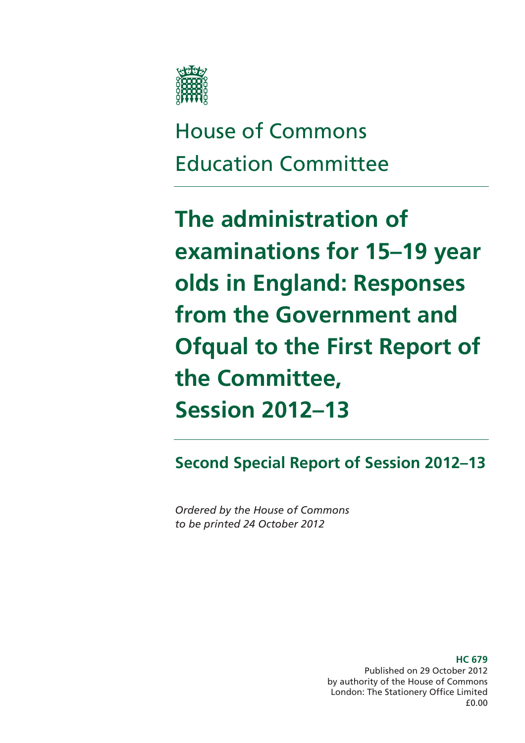House of Commons
Education Committee

# The administration of examinations for 15–19 year olds in England: Responses from the Government and Ofqual to the First Report of the Committee, Session 2012–13

## Second Special Report of Session 2012–13

*Ordered by the House of Commons to be printed 24 October 2012*

**HC 679**
Published on 29 October 2012
by authority of the House of Commons
London: The Stationery Office Limited
£0.00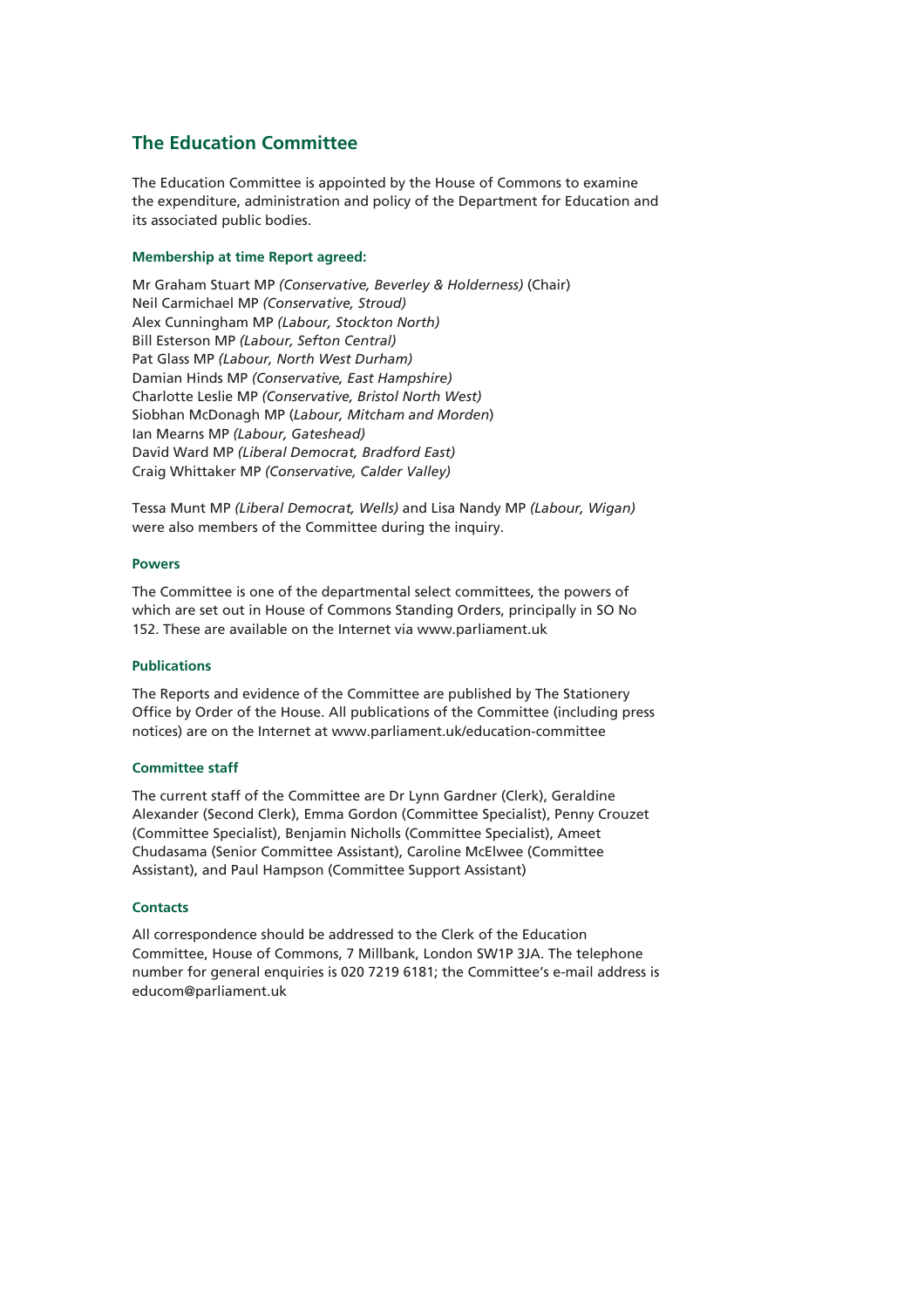## The Education Committee

The Education Committee is appointed by the House of Commons to examine the expenditure, administration and policy of the Department for Education and its associated public bodies.

#### Membership at time Report agreed:

Mr Graham Stuart MP *(Conservative, Beverley & Holderness)* (Chair)
Neil Carmichael MP *(Conservative, Stroud)*
Alex Cunningham MP *(Labour, Stockton North)*
Bill Esterson MP *(Labour, Sefton Central)*
Pat Glass MP *(Labour, North West Durham)*
Damian Hinds MP *(Conservative, East Hampshire)*
Charlotte Leslie MP *(Conservative, Bristol North West)*
Siobhan McDonagh MP (*Labour, Mitcham and Morden*)
Ian Mearns MP *(Labour, Gateshead)*
David Ward MP *(Liberal Democrat, Bradford East)*
Craig Whittaker MP *(Conservative, Calder Valley)*

Tessa Munt MP *(Liberal Democrat, Wells)* and Lisa Nandy MP *(Labour, Wigan)* were also members of the Committee during the inquiry.

#### Powers

The Committee is one of the departmental select committees, the powers of which are set out in House of Commons Standing Orders, principally in SO No 152. These are available on the Internet via www.parliament.uk

#### Publications

The Reports and evidence of the Committee are published by The Stationery Office by Order of the House. All publications of the Committee (including press notices) are on the Internet at www.parliament.uk/education-committee

#### Committee staff

The current staff of the Committee are Dr Lynn Gardner (Clerk), Geraldine Alexander (Second Clerk), Emma Gordon (Committee Specialist), Penny Crouzet (Committee Specialist), Benjamin Nicholls (Committee Specialist), Ameet Chudasama (Senior Committee Assistant), Caroline McElwee (Committee Assistant), and Paul Hampson (Committee Support Assistant)

#### Contacts

All correspondence should be addressed to the Clerk of the Education Committee, House of Commons, 7 Millbank, London SW1P 3JA. The telephone number for general enquiries is 020 7219 6181; the Committee's e-mail address is educom@parliament.uk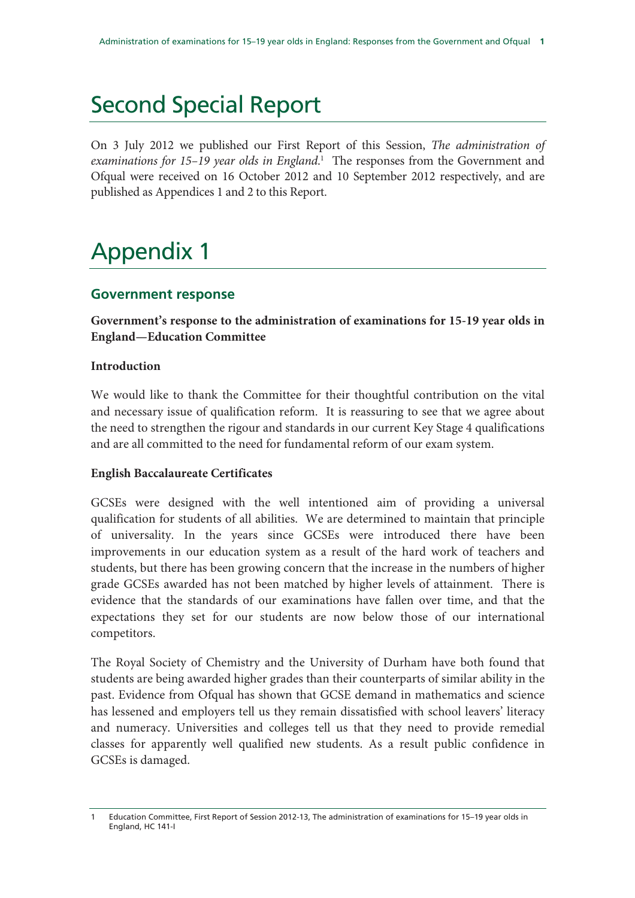# Second Special Report

On 3 July 2012 we published our First Report of this Session, *The administration of examinations for 15–19 year olds in England*.[1] The responses from the Government and Ofqual were received on 16 October 2012 and 10 September 2012 respectively, and are published as Appendices 1 and 2 to this Report.

# Appendix 1

## Government response

**Government's response to the administration of examinations for 15-19 year olds in England—Education Committee**

**Introduction**

We would like to thank the Committee for their thoughtful contribution on the vital and necessary issue of qualification reform. It is reassuring to see that we agree about the need to strengthen the rigour and standards in our current Key Stage 4 qualifications and are all committed to the need for fundamental reform of our exam system.

**English Baccalaureate Certificates**

GCSEs were designed with the well intentioned aim of providing a universal qualification for students of all abilities. We are determined to maintain that principle of universality. In the years since GCSEs were introduced there have been improvements in our education system as a result of the hard work of teachers and students, but there has been growing concern that the increase in the numbers of higher grade GCSEs awarded has not been matched by higher levels of attainment. There is evidence that the standards of our examinations have fallen over time, and that the expectations they set for our students are now below those of our international competitors.

The Royal Society of Chemistry and the University of Durham have both found that students are being awarded higher grades than their counterparts of similar ability in the past. Evidence from Ofqual has shown that GCSE demand in mathematics and science has lessened and employers tell us they remain dissatisfied with school leavers' literacy and numeracy. Universities and colleges tell us that they need to provide remedial classes for apparently well qualified new students. As a result public confidence in GCSEs is damaged.

[1] Education Committee, First Report of Session 2012-13, The administration of examinations for 15–19 year olds in England, HC 141-I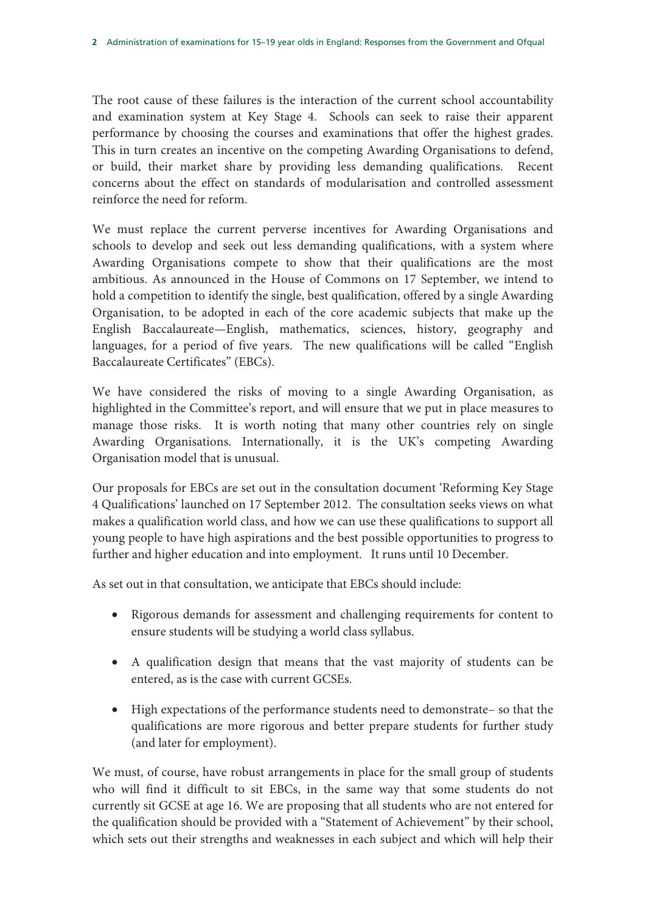The root cause of these failures is the interaction of the current school accountability and examination system at Key Stage 4. Schools can seek to raise their apparent performance by choosing the courses and examinations that offer the highest grades. This in turn creates an incentive on the competing Awarding Organisations to defend, or build, their market share by providing less demanding qualifications. Recent concerns about the effect on standards of modularisation and controlled assessment reinforce the need for reform.

We must replace the current perverse incentives for Awarding Organisations and schools to develop and seek out less demanding qualifications, with a system where Awarding Organisations compete to show that their qualifications are the most ambitious. As announced in the House of Commons on 17 September, we intend to hold a competition to identify the single, best qualification, offered by a single Awarding Organisation, to be adopted in each of the core academic subjects that make up the English Baccalaureate—English, mathematics, sciences, history, geography and languages, for a period of five years. The new qualifications will be called "English Baccalaureate Certificates" (EBCs).

We have considered the risks of moving to a single Awarding Organisation, as highlighted in the Committee's report, and will ensure that we put in place measures to manage those risks. It is worth noting that many other countries rely on single Awarding Organisations. Internationally, it is the UK's competing Awarding Organisation model that is unusual.

Our proposals for EBCs are set out in the consultation document 'Reforming Key Stage 4 Qualifications' launched on 17 September 2012. The consultation seeks views on what makes a qualification world class, and how we can use these qualifications to support all young people to have high aspirations and the best possible opportunities to progress to further and higher education and into employment. It runs until 10 December.

As set out in that consultation, we anticipate that EBCs should include:

- Rigorous demands for assessment and challenging requirements for content to ensure students will be studying a world class syllabus.
- A qualification design that means that the vast majority of students can be entered, as is the case with current GCSEs.
- High expectations of the performance students need to demonstrate– so that the qualifications are more rigorous and better prepare students for further study (and later for employment).

We must, of course, have robust arrangements in place for the small group of students who will find it difficult to sit EBCs, in the same way that some students do not currently sit GCSE at age 16. We are proposing that all students who are not entered for the qualification should be provided with a "Statement of Achievement" by their school, which sets out their strengths and weaknesses in each subject and which will help their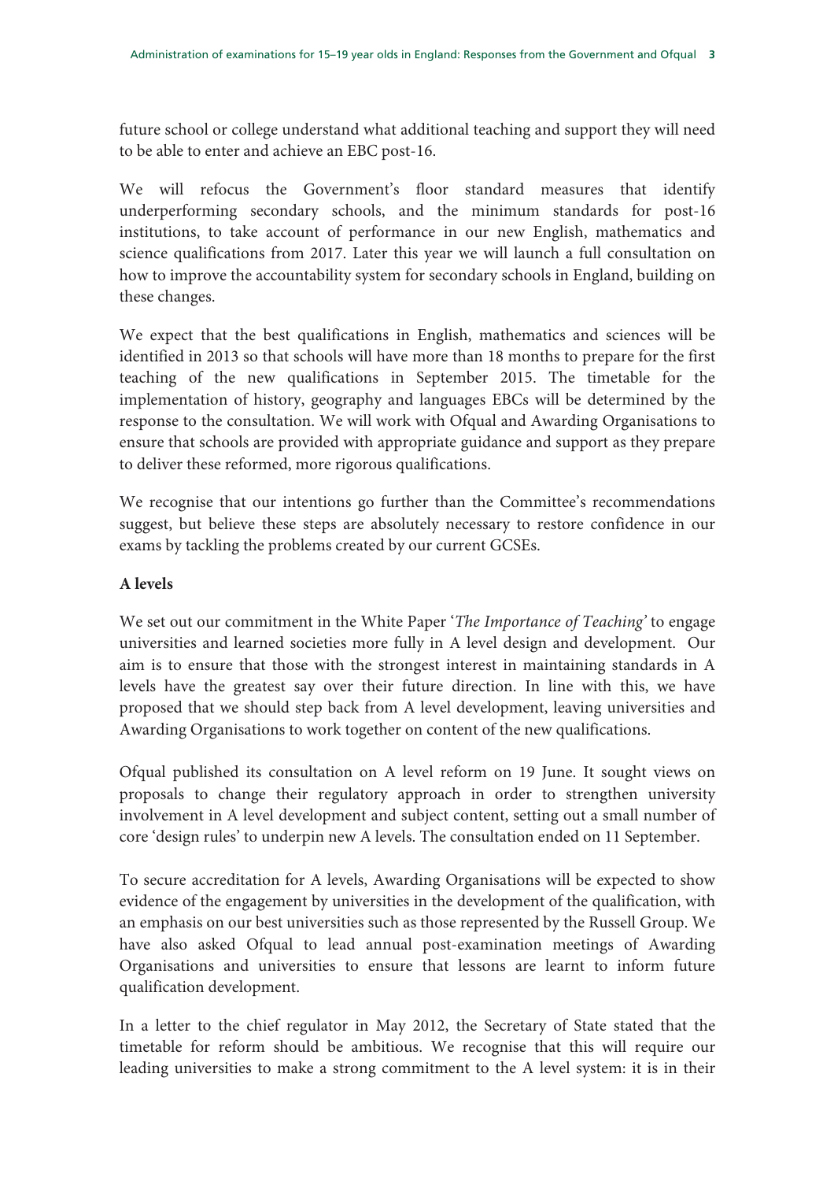future school or college understand what additional teaching and support they will need to be able to enter and achieve an EBC post-16.

We will refocus the Government's floor standard measures that identify underperforming secondary schools, and the minimum standards for post-16 institutions, to take account of performance in our new English, mathematics and science qualifications from 2017. Later this year we will launch a full consultation on how to improve the accountability system for secondary schools in England, building on these changes.

We expect that the best qualifications in English, mathematics and sciences will be identified in 2013 so that schools will have more than 18 months to prepare for the first teaching of the new qualifications in September 2015. The timetable for the implementation of history, geography and languages EBCs will be determined by the response to the consultation. We will work with Ofqual and Awarding Organisations to ensure that schools are provided with appropriate guidance and support as they prepare to deliver these reformed, more rigorous qualifications.

We recognise that our intentions go further than the Committee's recommendations suggest, but believe these steps are absolutely necessary to restore confidence in our exams by tackling the problems created by our current GCSEs.

**A levels**

We set out our commitment in the White Paper '*The Importance of Teaching*' to engage universities and learned societies more fully in A level design and development. Our aim is to ensure that those with the strongest interest in maintaining standards in A levels have the greatest say over their future direction. In line with this, we have proposed that we should step back from A level development, leaving universities and Awarding Organisations to work together on content of the new qualifications.

Ofqual published its consultation on A level reform on 19 June. It sought views on proposals to change their regulatory approach in order to strengthen university involvement in A level development and subject content, setting out a small number of core 'design rules' to underpin new A levels. The consultation ended on 11 September.

To secure accreditation for A levels, Awarding Organisations will be expected to show evidence of the engagement by universities in the development of the qualification, with an emphasis on our best universities such as those represented by the Russell Group. We have also asked Ofqual to lead annual post-examination meetings of Awarding Organisations and universities to ensure that lessons are learnt to inform future qualification development.

In a letter to the chief regulator in May 2012, the Secretary of State stated that the timetable for reform should be ambitious. We recognise that this will require our leading universities to make a strong commitment to the A level system: it is in their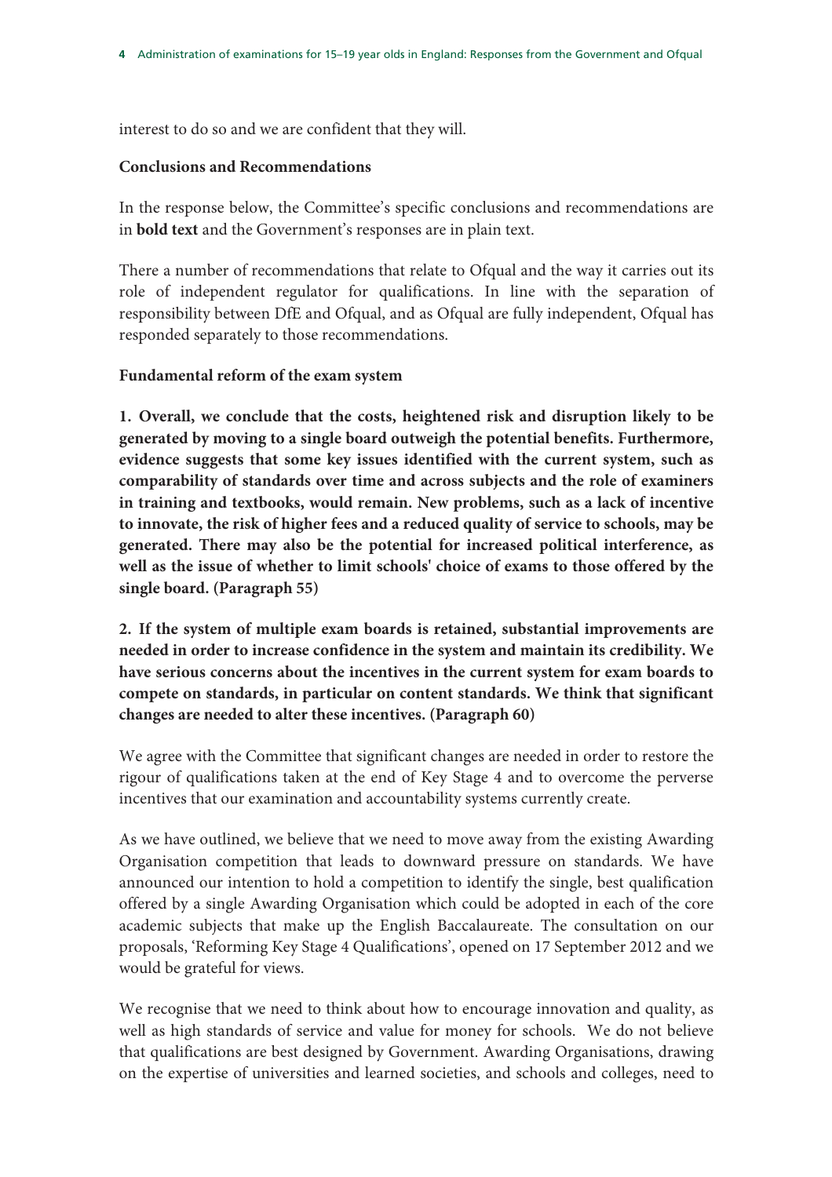interest to do so and we are confident that they will.

**Conclusions and Recommendations**

In the response below, the Committee's specific conclusions and recommendations are in **bold text** and the Government's responses are in plain text.

There a number of recommendations that relate to Ofqual and the way it carries out its role of independent regulator for qualifications. In line with the separation of responsibility between DfE and Ofqual, and as Ofqual are fully independent, Ofqual has responded separately to those recommendations.

**Fundamental reform of the exam system**

**1. Overall, we conclude that the costs, heightened risk and disruption likely to be generated by moving to a single board outweigh the potential benefits. Furthermore, evidence suggests that some key issues identified with the current system, such as comparability of standards over time and across subjects and the role of examiners in training and textbooks, would remain. New problems, such as a lack of incentive to innovate, the risk of higher fees and a reduced quality of service to schools, may be generated. There may also be the potential for increased political interference, as well as the issue of whether to limit schools' choice of exams to those offered by the single board. (Paragraph 55)**

**2. If the system of multiple exam boards is retained, substantial improvements are needed in order to increase confidence in the system and maintain its credibility. We have serious concerns about the incentives in the current system for exam boards to compete on standards, in particular on content standards. We think that significant changes are needed to alter these incentives. (Paragraph 60)**

We agree with the Committee that significant changes are needed in order to restore the rigour of qualifications taken at the end of Key Stage 4 and to overcome the perverse incentives that our examination and accountability systems currently create.

As we have outlined, we believe that we need to move away from the existing Awarding Organisation competition that leads to downward pressure on standards. We have announced our intention to hold a competition to identify the single, best qualification offered by a single Awarding Organisation which could be adopted in each of the core academic subjects that make up the English Baccalaureate. The consultation on our proposals, 'Reforming Key Stage 4 Qualifications', opened on 17 September 2012 and we would be grateful for views.

We recognise that we need to think about how to encourage innovation and quality, as well as high standards of service and value for money for schools. We do not believe that qualifications are best designed by Government. Awarding Organisations, drawing on the expertise of universities and learned societies, and schools and colleges, need to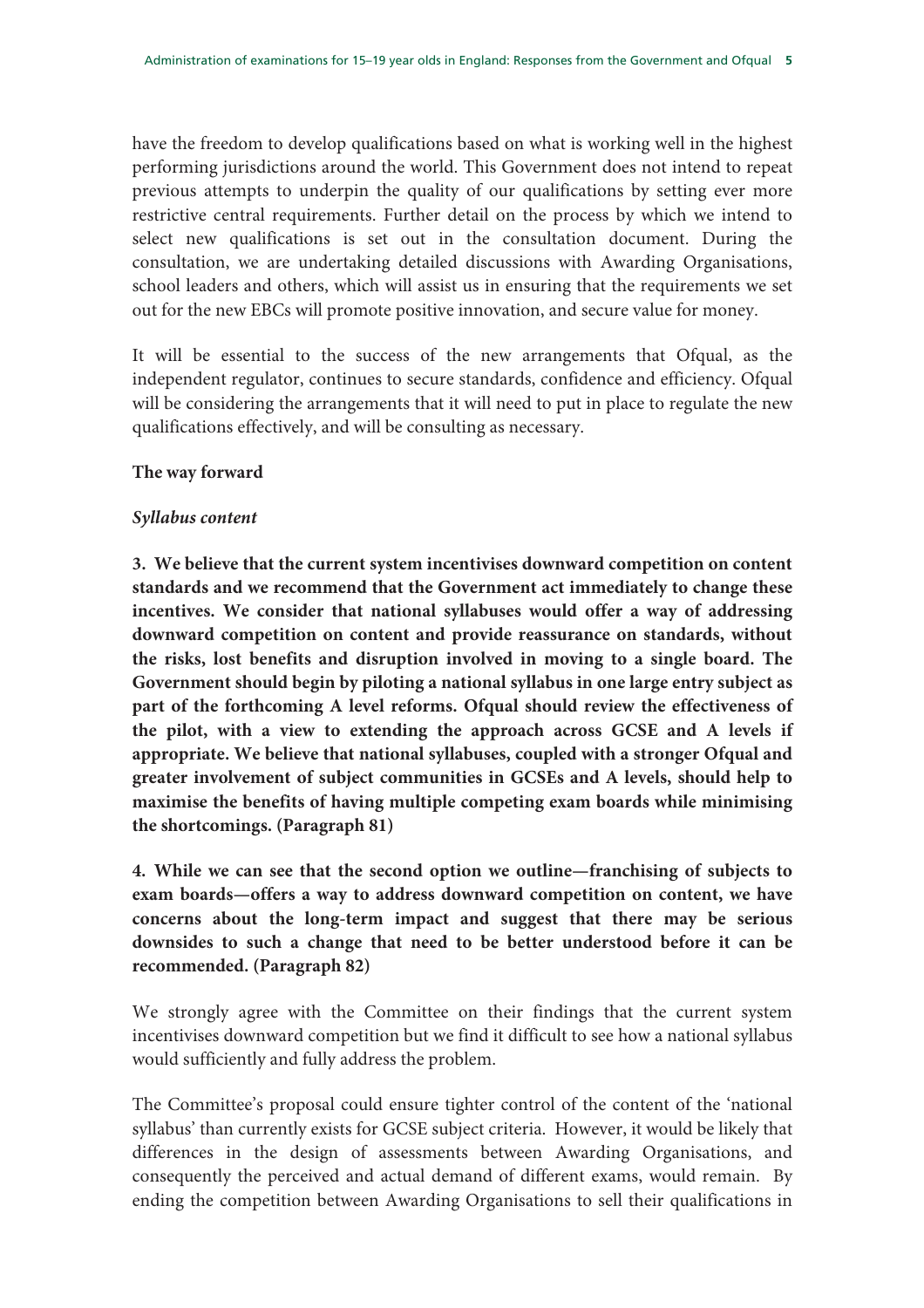have the freedom to develop qualifications based on what is working well in the highest performing jurisdictions around the world. This Government does not intend to repeat previous attempts to underpin the quality of our qualifications by setting ever more restrictive central requirements. Further detail on the process by which we intend to select new qualifications is set out in the consultation document. During the consultation, we are undertaking detailed discussions with Awarding Organisations, school leaders and others, which will assist us in ensuring that the requirements we set out for the new EBCs will promote positive innovation, and secure value for money.

It will be essential to the success of the new arrangements that Ofqual, as the independent regulator, continues to secure standards, confidence and efficiency. Ofqual will be considering the arrangements that it will need to put in place to regulate the new qualifications effectively, and will be consulting as necessary.

### The way forward

#### *Syllabus content*

**3. We believe that the current system incentivises downward competition on content standards and we recommend that the Government act immediately to change these incentives. We consider that national syllabuses would offer a way of addressing downward competition on content and provide reassurance on standards, without the risks, lost benefits and disruption involved in moving to a single board. The Government should begin by piloting a national syllabus in one large entry subject as part of the forthcoming A level reforms. Ofqual should review the effectiveness of the pilot, with a view to extending the approach across GCSE and A levels if appropriate. We believe that national syllabuses, coupled with a stronger Ofqual and greater involvement of subject communities in GCSEs and A levels, should help to maximise the benefits of having multiple competing exam boards while minimising the shortcomings. (Paragraph 81)**

**4. While we can see that the second option we outline—franchising of subjects to exam boards—offers a way to address downward competition on content, we have concerns about the long-term impact and suggest that there may be serious downsides to such a change that need to be better understood before it can be recommended. (Paragraph 82)**

We strongly agree with the Committee on their findings that the current system incentivises downward competition but we find it difficult to see how a national syllabus would sufficiently and fully address the problem.

The Committee's proposal could ensure tighter control of the content of the 'national syllabus' than currently exists for GCSE subject criteria. However, it would be likely that differences in the design of assessments between Awarding Organisations, and consequently the perceived and actual demand of different exams, would remain. By ending the competition between Awarding Organisations to sell their qualifications in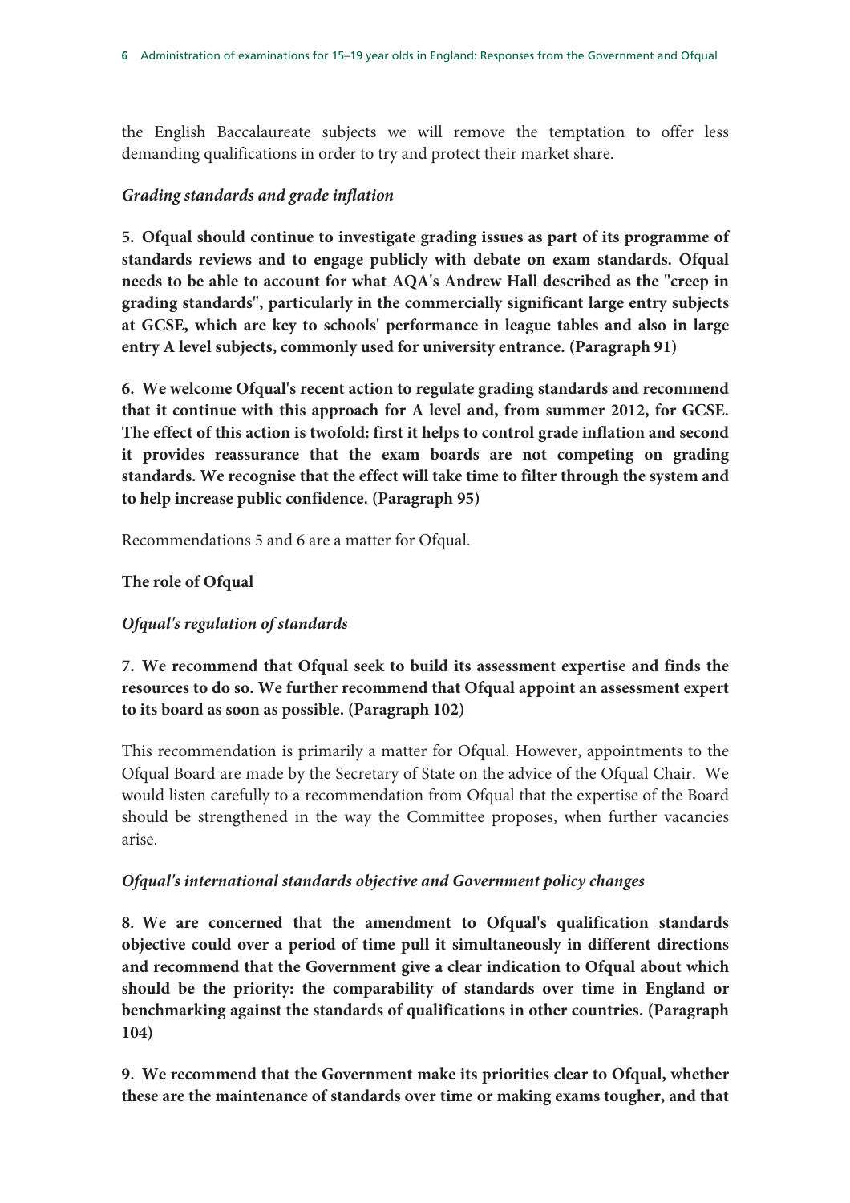the English Baccalaureate subjects we will remove the temptation to offer less demanding qualifications in order to try and protect their market share.

### *Grading standards and grade inflation*

**5. Ofqual should continue to investigate grading issues as part of its programme of standards reviews and to engage publicly with debate on exam standards. Ofqual needs to be able to account for what AQA's Andrew Hall described as the "creep in grading standards", particularly in the commercially significant large entry subjects at GCSE, which are key to schools' performance in league tables and also in large entry A level subjects, commonly used for university entrance. (Paragraph 91)**

**6. We welcome Ofqual's recent action to regulate grading standards and recommend that it continue with this approach for A level and, from summer 2012, for GCSE. The effect of this action is twofold: first it helps to control grade inflation and second it provides reassurance that the exam boards are not competing on grading standards. We recognise that the effect will take time to filter through the system and to help increase public confidence. (Paragraph 95)**

Recommendations 5 and 6 are a matter for Ofqual.

## The role of Ofqual

### *Ofqual's regulation of standards*

**7. We recommend that Ofqual seek to build its assessment expertise and finds the resources to do so. We further recommend that Ofqual appoint an assessment expert to its board as soon as possible. (Paragraph 102)**

This recommendation is primarily a matter for Ofqual. However, appointments to the Ofqual Board are made by the Secretary of State on the advice of the Ofqual Chair. We would listen carefully to a recommendation from Ofqual that the expertise of the Board should be strengthened in the way the Committee proposes, when further vacancies arise.

### *Ofqual's international standards objective and Government policy changes*

**8. We are concerned that the amendment to Ofqual's qualification standards objective could over a period of time pull it simultaneously in different directions and recommend that the Government give a clear indication to Ofqual about which should be the priority: the comparability of standards over time in England or benchmarking against the standards of qualifications in other countries. (Paragraph 104)**

**9. We recommend that the Government make its priorities clear to Ofqual, whether these are the maintenance of standards over time or making exams tougher, and that**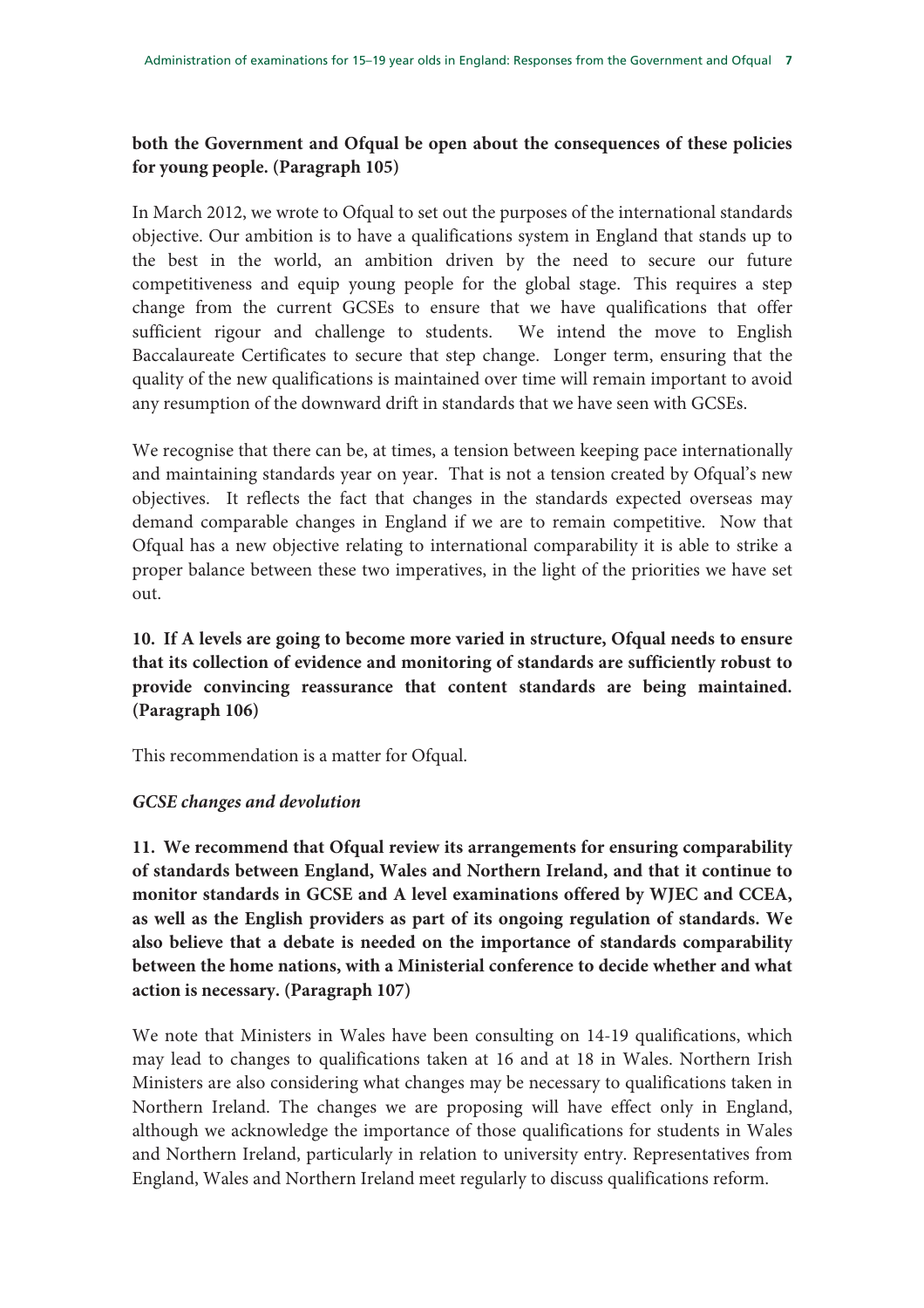**both the Government and Ofqual be open about the consequences of these policies for young people. (Paragraph 105)**

In March 2012, we wrote to Ofqual to set out the purposes of the international standards objective. Our ambition is to have a qualifications system in England that stands up to the best in the world, an ambition driven by the need to secure our future competitiveness and equip young people for the global stage. This requires a step change from the current GCSEs to ensure that we have qualifications that offer sufficient rigour and challenge to students. We intend the move to English Baccalaureate Certificates to secure that step change. Longer term, ensuring that the quality of the new qualifications is maintained over time will remain important to avoid any resumption of the downward drift in standards that we have seen with GCSEs.

We recognise that there can be, at times, a tension between keeping pace internationally and maintaining standards year on year. That is not a tension created by Ofqual's new objectives. It reflects the fact that changes in the standards expected overseas may demand comparable changes in England if we are to remain competitive. Now that Ofqual has a new objective relating to international comparability it is able to strike a proper balance between these two imperatives, in the light of the priorities we have set out.

**10. If A levels are going to become more varied in structure, Ofqual needs to ensure that its collection of evidence and monitoring of standards are sufficiently robust to provide convincing reassurance that content standards are being maintained. (Paragraph 106)**

This recommendation is a matter for Ofqual.

***GCSE changes and devolution***

**11. We recommend that Ofqual review its arrangements for ensuring comparability of standards between England, Wales and Northern Ireland, and that it continue to monitor standards in GCSE and A level examinations offered by WJEC and CCEA, as well as the English providers as part of its ongoing regulation of standards. We also believe that a debate is needed on the importance of standards comparability between the home nations, with a Ministerial conference to decide whether and what action is necessary. (Paragraph 107)**

We note that Ministers in Wales have been consulting on 14-19 qualifications, which may lead to changes to qualifications taken at 16 and at 18 in Wales. Northern Irish Ministers are also considering what changes may be necessary to qualifications taken in Northern Ireland. The changes we are proposing will have effect only in England, although we acknowledge the importance of those qualifications for students in Wales and Northern Ireland, particularly in relation to university entry. Representatives from England, Wales and Northern Ireland meet regularly to discuss qualifications reform.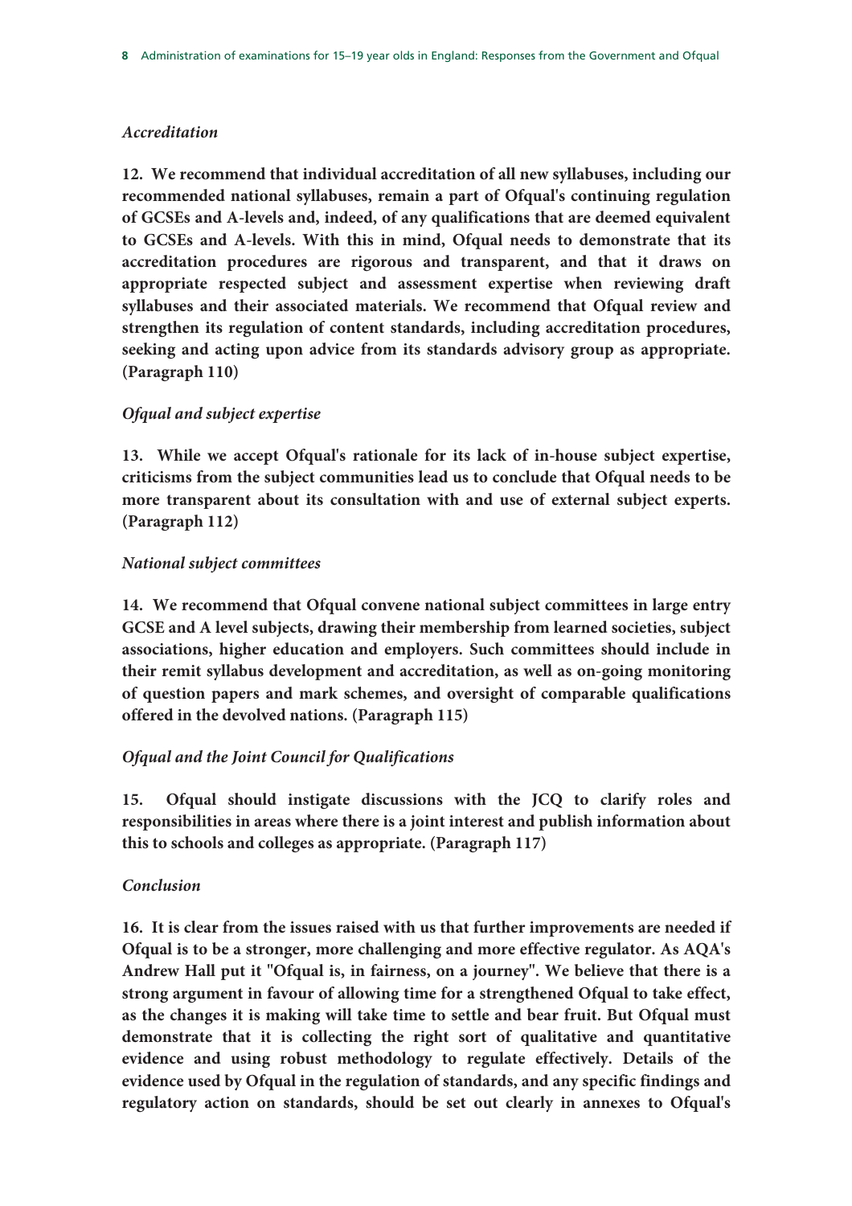### *Accreditation*

**12. We recommend that individual accreditation of all new syllabuses, including our recommended national syllabuses, remain a part of Ofqual's continuing regulation of GCSEs and A-levels and, indeed, of any qualifications that are deemed equivalent to GCSEs and A-levels. With this in mind, Ofqual needs to demonstrate that its accreditation procedures are rigorous and transparent, and that it draws on appropriate respected subject and assessment expertise when reviewing draft syllabuses and their associated materials. We recommend that Ofqual review and strengthen its regulation of content standards, including accreditation procedures, seeking and acting upon advice from its standards advisory group as appropriate. (Paragraph 110)**

### *Ofqual and subject expertise*

**13. While we accept Ofqual's rationale for its lack of in-house subject expertise, criticisms from the subject communities lead us to conclude that Ofqual needs to be more transparent about its consultation with and use of external subject experts. (Paragraph 112)**

### *National subject committees*

**14. We recommend that Ofqual convene national subject committees in large entry GCSE and A level subjects, drawing their membership from learned societies, subject associations, higher education and employers. Such committees should include in their remit syllabus development and accreditation, as well as on-going monitoring of question papers and mark schemes, and oversight of comparable qualifications offered in the devolved nations. (Paragraph 115)**

### *Ofqual and the Joint Council for Qualifications*

**15. Ofqual should instigate discussions with the JCQ to clarify roles and responsibilities in areas where there is a joint interest and publish information about this to schools and colleges as appropriate. (Paragraph 117)**

### *Conclusion*

**16. It is clear from the issues raised with us that further improvements are needed if Ofqual is to be a stronger, more challenging and more effective regulator. As AQA's Andrew Hall put it "Ofqual is, in fairness, on a journey". We believe that there is a strong argument in favour of allowing time for a strengthened Ofqual to take effect, as the changes it is making will take time to settle and bear fruit. But Ofqual must demonstrate that it is collecting the right sort of qualitative and quantitative evidence and using robust methodology to regulate effectively. Details of the evidence used by Ofqual in the regulation of standards, and any specific findings and regulatory action on standards, should be set out clearly in annexes to Ofqual's**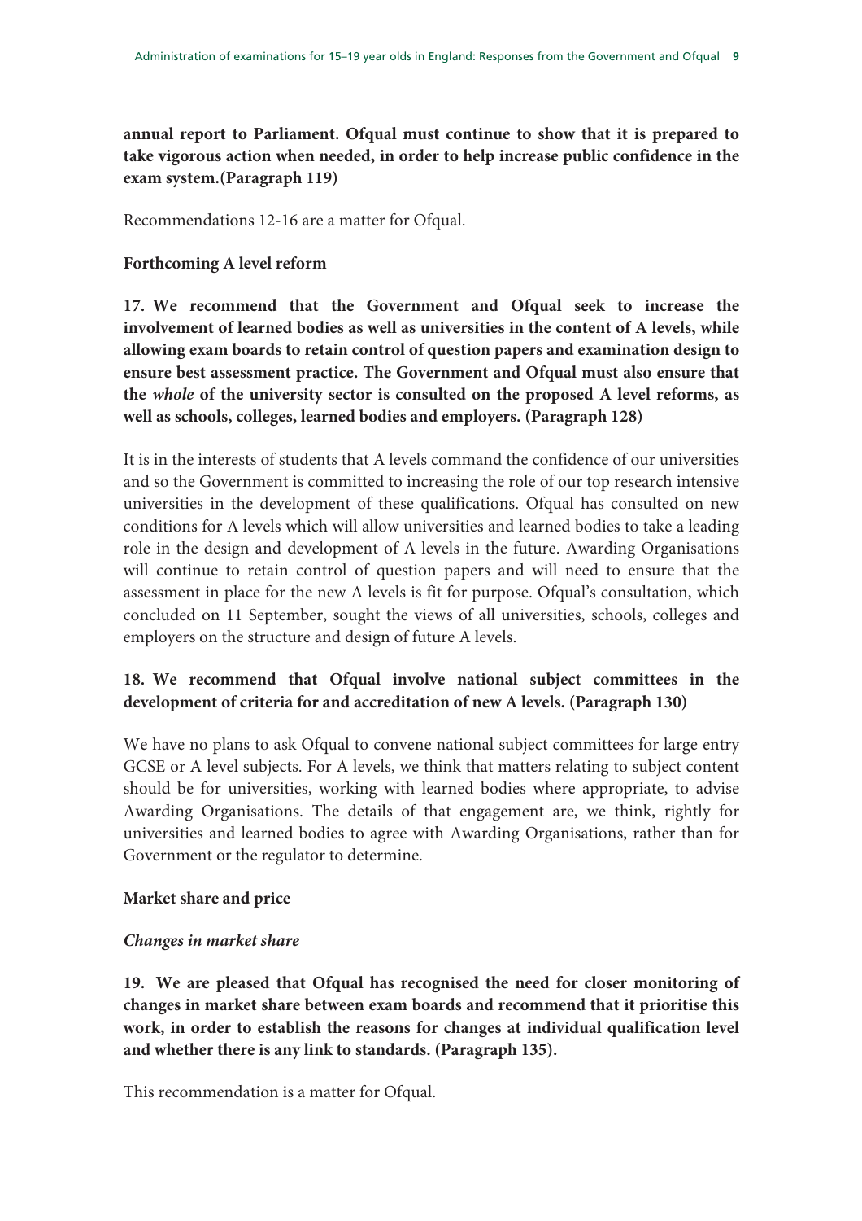**annual report to Parliament. Ofqual must continue to show that it is prepared to take vigorous action when needed, in order to help increase public confidence in the exam system.(Paragraph 119)**

Recommendations 12-16 are a matter for Ofqual.

### Forthcoming A level reform

**17. We recommend that the Government and Ofqual seek to increase the involvement of learned bodies as well as universities in the content of A levels, while allowing exam boards to retain control of question papers and examination design to ensure best assessment practice. The Government and Ofqual must also ensure that the *whole* of the university sector is consulted on the proposed A level reforms, as well as schools, colleges, learned bodies and employers. (Paragraph 128)**

It is in the interests of students that A levels command the confidence of our universities and so the Government is committed to increasing the role of our top research intensive universities in the development of these qualifications. Ofqual has consulted on new conditions for A levels which will allow universities and learned bodies to take a leading role in the design and development of A levels in the future. Awarding Organisations will continue to retain control of question papers and will need to ensure that the assessment in place for the new A levels is fit for purpose. Ofqual's consultation, which concluded on 11 September, sought the views of all universities, schools, colleges and employers on the structure and design of future A levels.

**18. We recommend that Ofqual involve national subject committees in the development of criteria for and accreditation of new A levels. (Paragraph 130)**

We have no plans to ask Ofqual to convene national subject committees for large entry GCSE or A level subjects. For A levels, we think that matters relating to subject content should be for universities, working with learned bodies where appropriate, to advise Awarding Organisations. The details of that engagement are, we think, rightly for universities and learned bodies to agree with Awarding Organisations, rather than for Government or the regulator to determine.

### Market share and price

#### *Changes in market share*

**19. We are pleased that Ofqual has recognised the need for closer monitoring of changes in market share between exam boards and recommend that it prioritise this work, in order to establish the reasons for changes at individual qualification level and whether there is any link to standards. (Paragraph 135).**

This recommendation is a matter for Ofqual.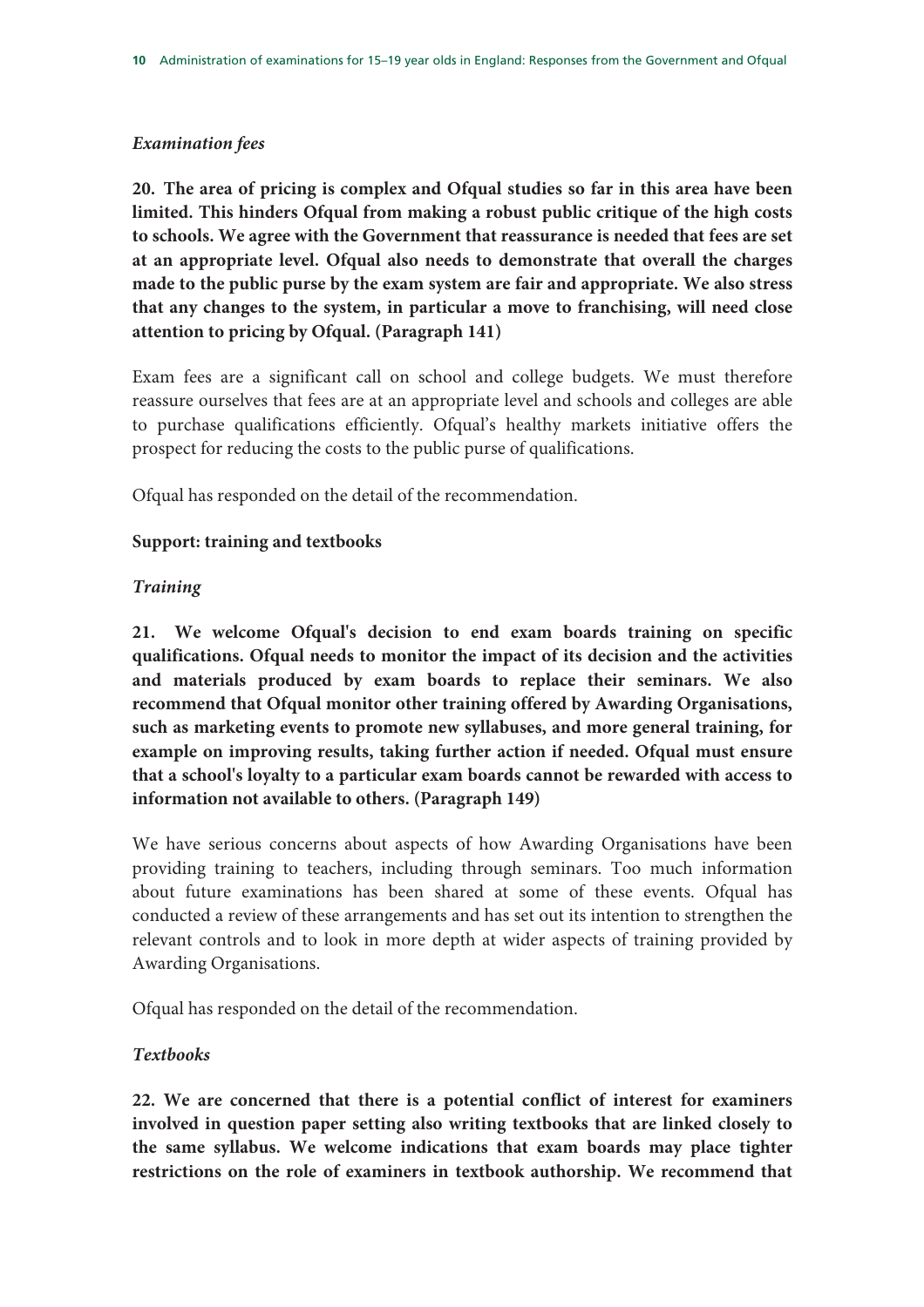### *Examination fees*

**20. The area of pricing is complex and Ofqual studies so far in this area have been limited. This hinders Ofqual from making a robust public critique of the high costs to schools. We agree with the Government that reassurance is needed that fees are set at an appropriate level. Ofqual also needs to demonstrate that overall the charges made to the public purse by the exam system are fair and appropriate. We also stress that any changes to the system, in particular a move to franchising, will need close attention to pricing by Ofqual. (Paragraph 141)**

Exam fees are a significant call on school and college budgets. We must therefore reassure ourselves that fees are at an appropriate level and schools and colleges are able to purchase qualifications efficiently. Ofqual's healthy markets initiative offers the prospect for reducing the costs to the public purse of qualifications.

Ofqual has responded on the detail of the recommendation.

## Support: training and textbooks

### *Training*

**21. We welcome Ofqual's decision to end exam boards training on specific qualifications. Ofqual needs to monitor the impact of its decision and the activities and materials produced by exam boards to replace their seminars. We also recommend that Ofqual monitor other training offered by Awarding Organisations, such as marketing events to promote new syllabuses, and more general training, for example on improving results, taking further action if needed. Ofqual must ensure that a school's loyalty to a particular exam boards cannot be rewarded with access to information not available to others. (Paragraph 149)**

We have serious concerns about aspects of how Awarding Organisations have been providing training to teachers, including through seminars. Too much information about future examinations has been shared at some of these events. Ofqual has conducted a review of these arrangements and has set out its intention to strengthen the relevant controls and to look in more depth at wider aspects of training provided by Awarding Organisations.

Ofqual has responded on the detail of the recommendation.

### *Textbooks*

**22. We are concerned that there is a potential conflict of interest for examiners involved in question paper setting also writing textbooks that are linked closely to the same syllabus. We welcome indications that exam boards may place tighter restrictions on the role of examiners in textbook authorship. We recommend that**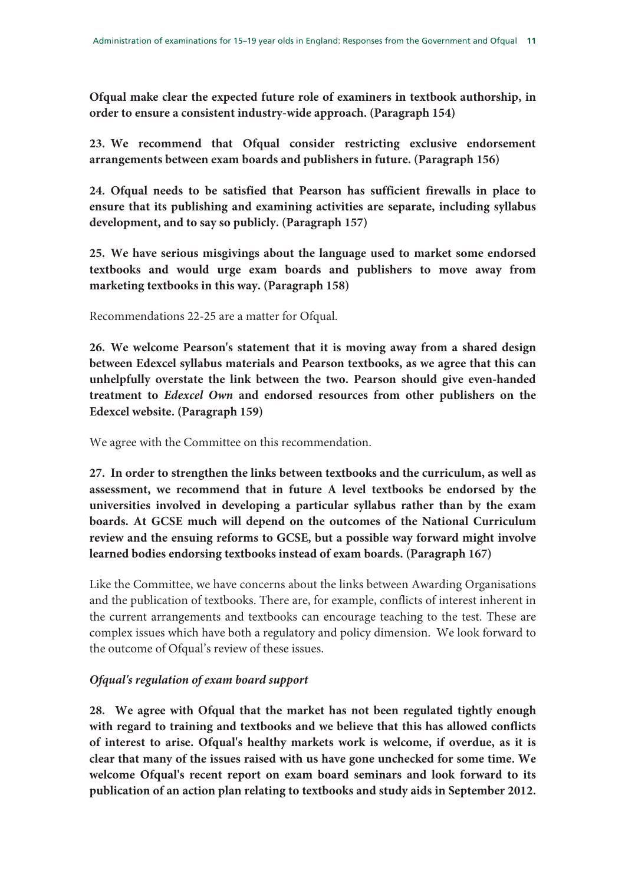**Ofqual make clear the expected future role of examiners in textbook authorship, in order to ensure a consistent industry-wide approach. (Paragraph 154)**

**23. We recommend that Ofqual consider restricting exclusive endorsement arrangements between exam boards and publishers in future. (Paragraph 156)**

**24. Ofqual needs to be satisfied that Pearson has sufficient firewalls in place to ensure that its publishing and examining activities are separate, including syllabus development, and to say so publicly. (Paragraph 157)**

**25. We have serious misgivings about the language used to market some endorsed textbooks and would urge exam boards and publishers to move away from marketing textbooks in this way. (Paragraph 158)**

Recommendations 22-25 are a matter for Ofqual.

**26. We welcome Pearson's statement that it is moving away from a shared design between Edexcel syllabus materials and Pearson textbooks, as we agree that this can unhelpfully overstate the link between the two. Pearson should give even-handed treatment to *Edexcel Own* and endorsed resources from other publishers on the Edexcel website. (Paragraph 159)**

We agree with the Committee on this recommendation.

**27. In order to strengthen the links between textbooks and the curriculum, as well as assessment, we recommend that in future A level textbooks be endorsed by the universities involved in developing a particular syllabus rather than by the exam boards. At GCSE much will depend on the outcomes of the National Curriculum review and the ensuing reforms to GCSE, but a possible way forward might involve learned bodies endorsing textbooks instead of exam boards. (Paragraph 167)**

Like the Committee, we have concerns about the links between Awarding Organisations and the publication of textbooks. There are, for example, conflicts of interest inherent in the current arrangements and textbooks can encourage teaching to the test. These are complex issues which have both a regulatory and policy dimension. We look forward to the outcome of Ofqual's review of these issues.

### *Ofqual's regulation of exam board support*

**28. We agree with Ofqual that the market has not been regulated tightly enough with regard to training and textbooks and we believe that this has allowed conflicts of interest to arise. Ofqual's healthy markets work is welcome, if overdue, as it is clear that many of the issues raised with us have gone unchecked for some time. We welcome Ofqual's recent report on exam board seminars and look forward to its publication of an action plan relating to textbooks and study aids in September 2012.**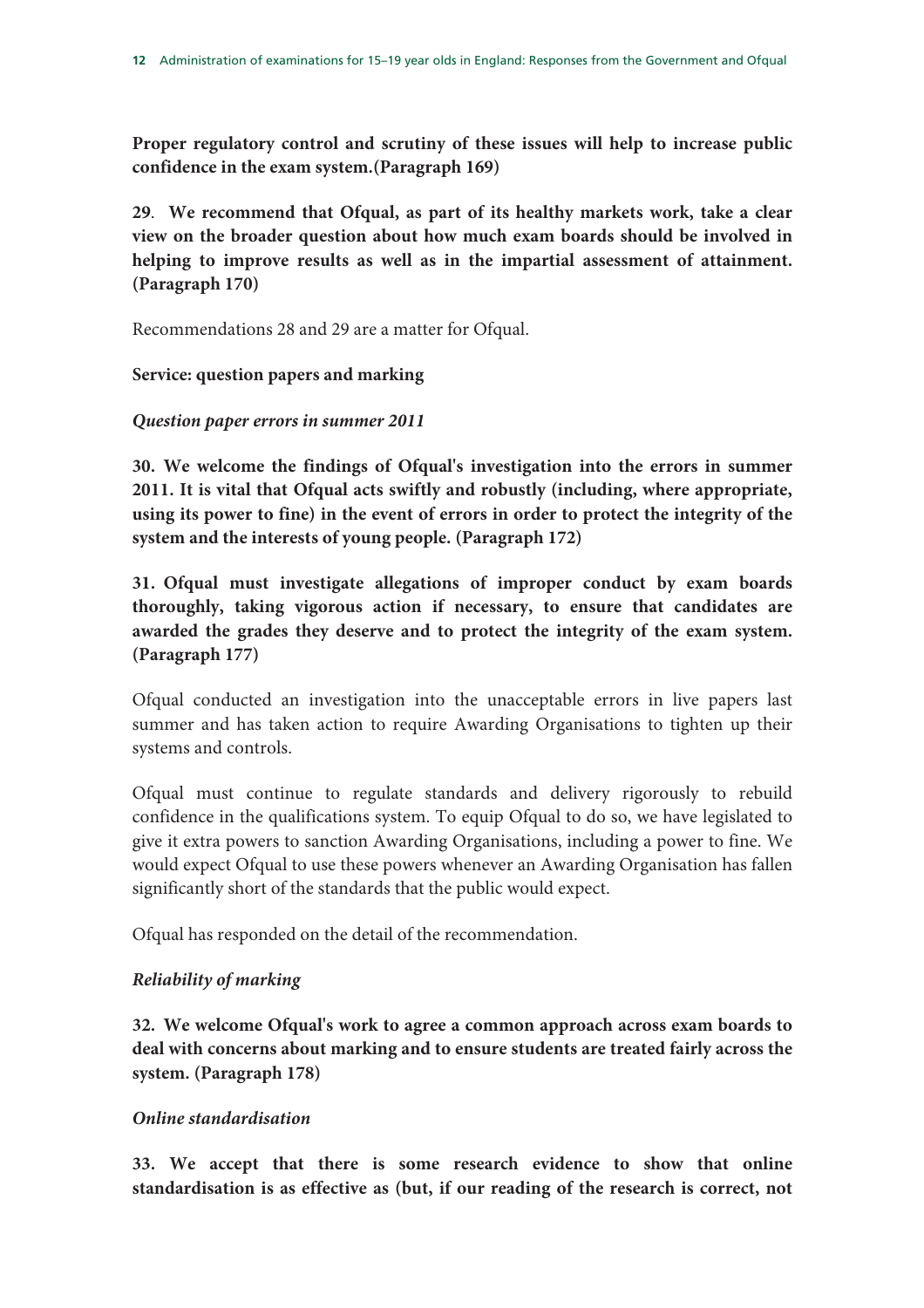**Proper regulatory control and scrutiny of these issues will help to increase public confidence in the exam system.(Paragraph 169)**

**29**. **We recommend that Ofqual, as part of its healthy markets work, take a clear view on the broader question about how much exam boards should be involved in helping to improve results as well as in the impartial assessment of attainment. (Paragraph 170)**

Recommendations 28 and 29 are a matter for Ofqual.

**Service: question papers and marking**

***Question paper errors in summer 2011***

**30. We welcome the findings of Ofqual's investigation into the errors in summer 2011. It is vital that Ofqual acts swiftly and robustly (including, where appropriate, using its power to fine) in the event of errors in order to protect the integrity of the system and the interests of young people. (Paragraph 172)**

**31. Ofqual must investigate allegations of improper conduct by exam boards thoroughly, taking vigorous action if necessary, to ensure that candidates are awarded the grades they deserve and to protect the integrity of the exam system. (Paragraph 177)**

Ofqual conducted an investigation into the unacceptable errors in live papers last summer and has taken action to require Awarding Organisations to tighten up their systems and controls.

Ofqual must continue to regulate standards and delivery rigorously to rebuild confidence in the qualifications system. To equip Ofqual to do so, we have legislated to give it extra powers to sanction Awarding Organisations, including a power to fine. We would expect Ofqual to use these powers whenever an Awarding Organisation has fallen significantly short of the standards that the public would expect.

Ofqual has responded on the detail of the recommendation.

***Reliability of marking***

**32. We welcome Ofqual's work to agree a common approach across exam boards to deal with concerns about marking and to ensure students are treated fairly across the system. (Paragraph 178)**

***Online standardisation***

**33. We accept that there is some research evidence to show that online standardisation is as effective as (but, if our reading of the research is correct, not**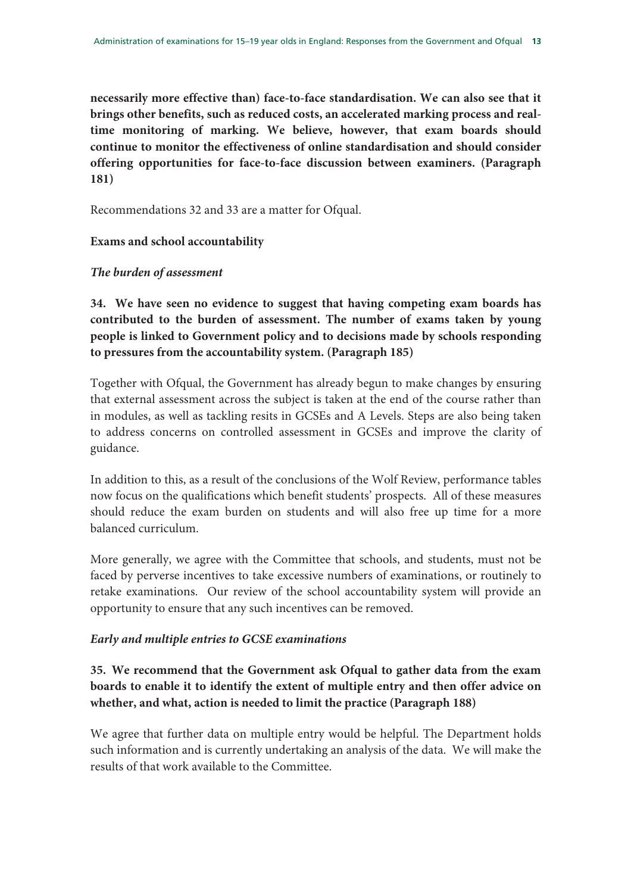**necessarily more effective than) face-to-face standardisation. We can also see that it brings other benefits, such as reduced costs, an accelerated marking process and real-time monitoring of marking. We believe, however, that exam boards should continue to monitor the effectiveness of online standardisation and should consider offering opportunities for face-to-face discussion between examiners. (Paragraph 181)**

Recommendations 32 and 33 are a matter for Ofqual.

**Exams and school accountability**

***The burden of assessment***

**34. We have seen no evidence to suggest that having competing exam boards has contributed to the burden of assessment. The number of exams taken by young people is linked to Government policy and to decisions made by schools responding to pressures from the accountability system. (Paragraph 185)**

Together with Ofqual, the Government has already begun to make changes by ensuring that external assessment across the subject is taken at the end of the course rather than in modules, as well as tackling resits in GCSEs and A Levels. Steps are also being taken to address concerns on controlled assessment in GCSEs and improve the clarity of guidance.

In addition to this, as a result of the conclusions of the Wolf Review, performance tables now focus on the qualifications which benefit students' prospects. All of these measures should reduce the exam burden on students and will also free up time for a more balanced curriculum.

More generally, we agree with the Committee that schools, and students, must not be faced by perverse incentives to take excessive numbers of examinations, or routinely to retake examinations. Our review of the school accountability system will provide an opportunity to ensure that any such incentives can be removed.

***Early and multiple entries to GCSE examinations***

**35. We recommend that the Government ask Ofqual to gather data from the exam boards to enable it to identify the extent of multiple entry and then offer advice on whether, and what, action is needed to limit the practice (Paragraph 188)**

We agree that further data on multiple entry would be helpful. The Department holds such information and is currently undertaking an analysis of the data. We will make the results of that work available to the Committee.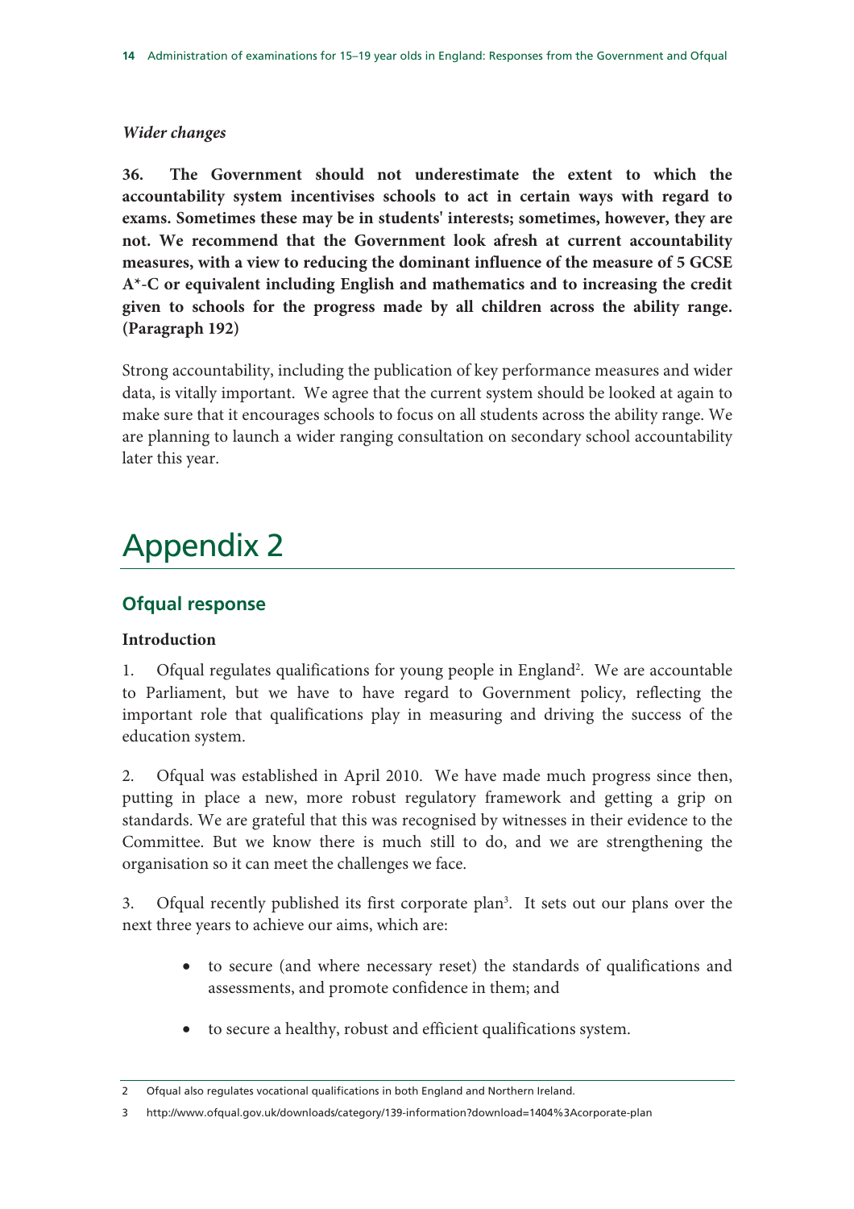*Wider changes*

**36. The Government should not underestimate the extent to which the accountability system incentivises schools to act in certain ways with regard to exams. Sometimes these may be in students' interests; sometimes, however, they are not. We recommend that the Government look afresh at current accountability measures, with a view to reducing the dominant influence of the measure of 5 GCSE A*-C or equivalent including English and mathematics and to increasing the credit given to schools for the progress made by all children across the ability range. (Paragraph 192)**

Strong accountability, including the publication of key performance measures and wider data, is vitally important. We agree that the current system should be looked at again to make sure that it encourages schools to focus on all students across the ability range. We are planning to launch a wider ranging consultation on secondary school accountability later this year.

# Appendix 2

## Ofqual response

### Introduction

1. Ofqual regulates qualifications for young people in England[2]. We are accountable to Parliament, but we have to have regard to Government policy, reflecting the important role that qualifications play in measuring and driving the success of the education system.

2. Ofqual was established in April 2010. We have made much progress since then, putting in place a new, more robust regulatory framework and getting a grip on standards. We are grateful that this was recognised by witnesses in their evidence to the Committee. But we know there is much still to do, and we are strengthening the organisation so it can meet the challenges we face.

3. Ofqual recently published its first corporate plan[3]. It sets out our plans over the next three years to achieve our aims, which are:

- to secure (and where necessary reset) the standards of qualifications and assessments, and promote confidence in them; and
- to secure a healthy, robust and efficient qualifications system.

---

2 Ofqual also regulates vocational qualifications in both England and Northern Ireland.

3 http://www.ofqual.gov.uk/downloads/category/139-information?download=1404%3Acorporate-plan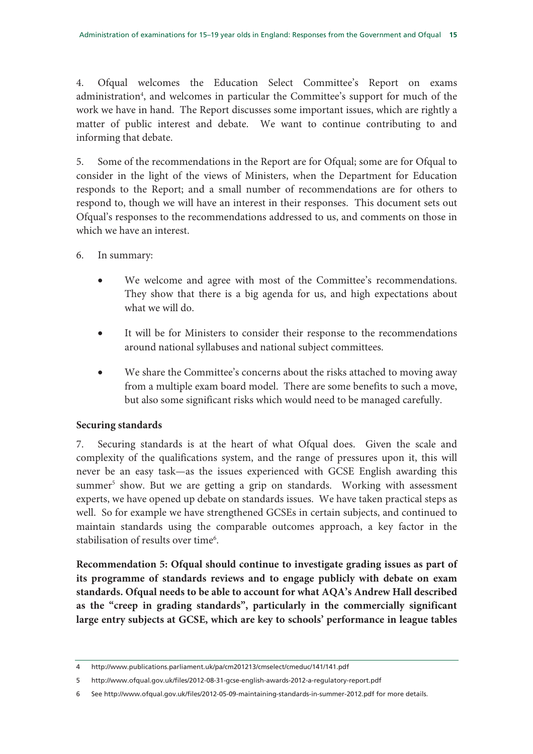4. Ofqual welcomes the Education Select Committee's Report on exams administration[4], and welcomes in particular the Committee's support for much of the work we have in hand. The Report discusses some important issues, which are rightly a matter of public interest and debate. We want to continue contributing to and informing that debate.

5. Some of the recommendations in the Report are for Ofqual; some are for Ofqual to consider in the light of the views of Ministers, when the Department for Education responds to the Report; and a small number of recommendations are for others to respond to, though we will have an interest in their responses. This document sets out Ofqual's responses to the recommendations addressed to us, and comments on those in which we have an interest.

6. In summary:

- We welcome and agree with most of the Committee's recommendations. They show that there is a big agenda for us, and high expectations about what we will do.
- It will be for Ministers to consider their response to the recommendations around national syllabuses and national subject committees.
- We share the Committee's concerns about the risks attached to moving away from a multiple exam board model. There are some benefits to such a move, but also some significant risks which would need to be managed carefully.

**Securing standards**

7. Securing standards is at the heart of what Ofqual does. Given the scale and complexity of the qualifications system, and the range of pressures upon it, this will never be an easy task—as the issues experienced with GCSE English awarding this summer[5] show. But we are getting a grip on standards. Working with assessment experts, we have opened up debate on standards issues. We have taken practical steps as well. So for example we have strengthened GCSEs in certain subjects, and continued to maintain standards using the comparable outcomes approach, a key factor in the stabilisation of results over time[6].

**Recommendation 5: Ofqual should continue to investigate grading issues as part of its programme of standards reviews and to engage publicly with debate on exam standards. Ofqual needs to be able to account for what AQA's Andrew Hall described as the "creep in grading standards", particularly in the commercially significant large entry subjects at GCSE, which are key to schools' performance in league tables**

---

4 http://www.publications.parliament.uk/pa/cm201213/cmselect/cmeduc/141/141.pdf

5 http://www.ofqual.gov.uk/files/2012-08-31-gcse-english-awards-2012-a-regulatory-report.pdf

6 See http://www.ofqual.gov.uk/files/2012-05-09-maintaining-standards-in-summer-2012.pdf for more details.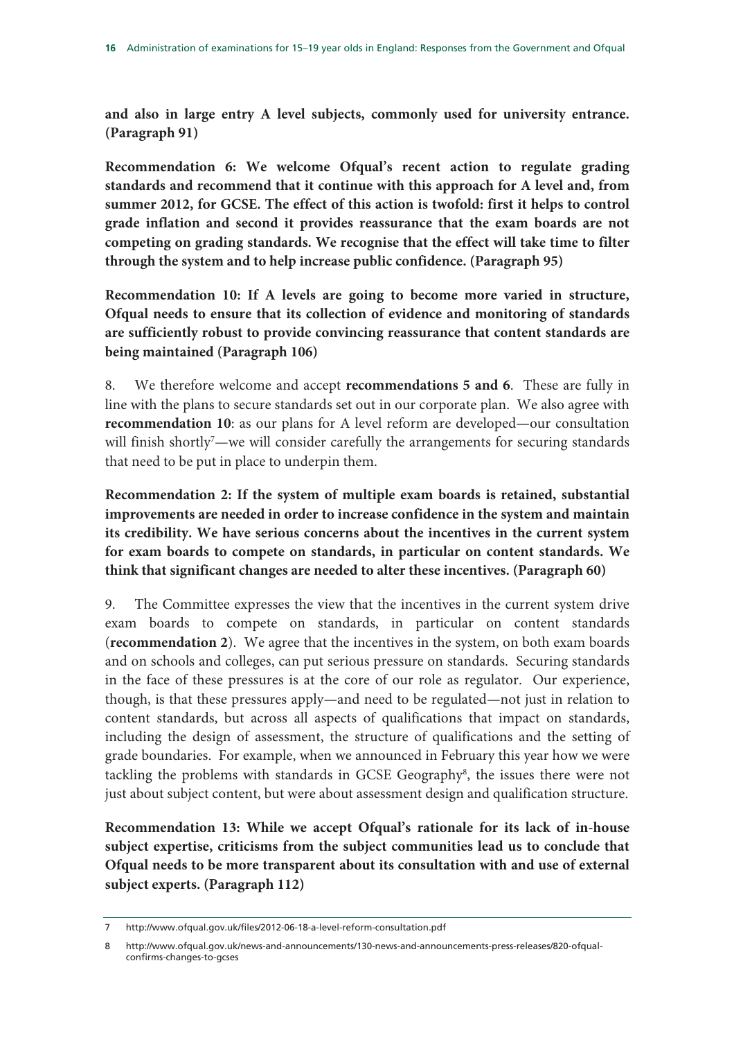**and also in large entry A level subjects, commonly used for university entrance. (Paragraph 91)**

**Recommendation 6: We welcome Ofqual's recent action to regulate grading standards and recommend that it continue with this approach for A level and, from summer 2012, for GCSE. The effect of this action is twofold: first it helps to control grade inflation and second it provides reassurance that the exam boards are not competing on grading standards. We recognise that the effect will take time to filter through the system and to help increase public confidence. (Paragraph 95)**

**Recommendation 10: If A levels are going to become more varied in structure, Ofqual needs to ensure that its collection of evidence and monitoring of standards are sufficiently robust to provide convincing reassurance that content standards are being maintained (Paragraph 106)**

8. We therefore welcome and accept **recommendations 5 and 6**. These are fully in line with the plans to secure standards set out in our corporate plan. We also agree with **recommendation 10**: as our plans for A level reform are developed—our consultation will finish shortly[7]—we will consider carefully the arrangements for securing standards that need to be put in place to underpin them.

**Recommendation 2: If the system of multiple exam boards is retained, substantial improvements are needed in order to increase confidence in the system and maintain its credibility. We have serious concerns about the incentives in the current system for exam boards to compete on standards, in particular on content standards. We think that significant changes are needed to alter these incentives. (Paragraph 60)**

9. The Committee expresses the view that the incentives in the current system drive exam boards to compete on standards, in particular on content standards (**recommendation 2**). We agree that the incentives in the system, on both exam boards and on schools and colleges, can put serious pressure on standards. Securing standards in the face of these pressures is at the core of our role as regulator. Our experience, though, is that these pressures apply—and need to be regulated—not just in relation to content standards, but across all aspects of qualifications that impact on standards, including the design of assessment, the structure of qualifications and the setting of grade boundaries. For example, when we announced in February this year how we were tackling the problems with standards in GCSE Geography[8], the issues there were not just about subject content, but were about assessment design and qualification structure.

**Recommendation 13: While we accept Ofqual's rationale for its lack of in-house subject expertise, criticisms from the subject communities lead us to conclude that Ofqual needs to be more transparent about its consultation with and use of external subject experts. (Paragraph 112)**

---

7 http://www.ofqual.gov.uk/files/2012-06-18-a-level-reform-consultation.pdf

8 http://www.ofqual.gov.uk/news-and-announcements/130-news-and-announcements-press-releases/820-ofqual-confirms-changes-to-gcses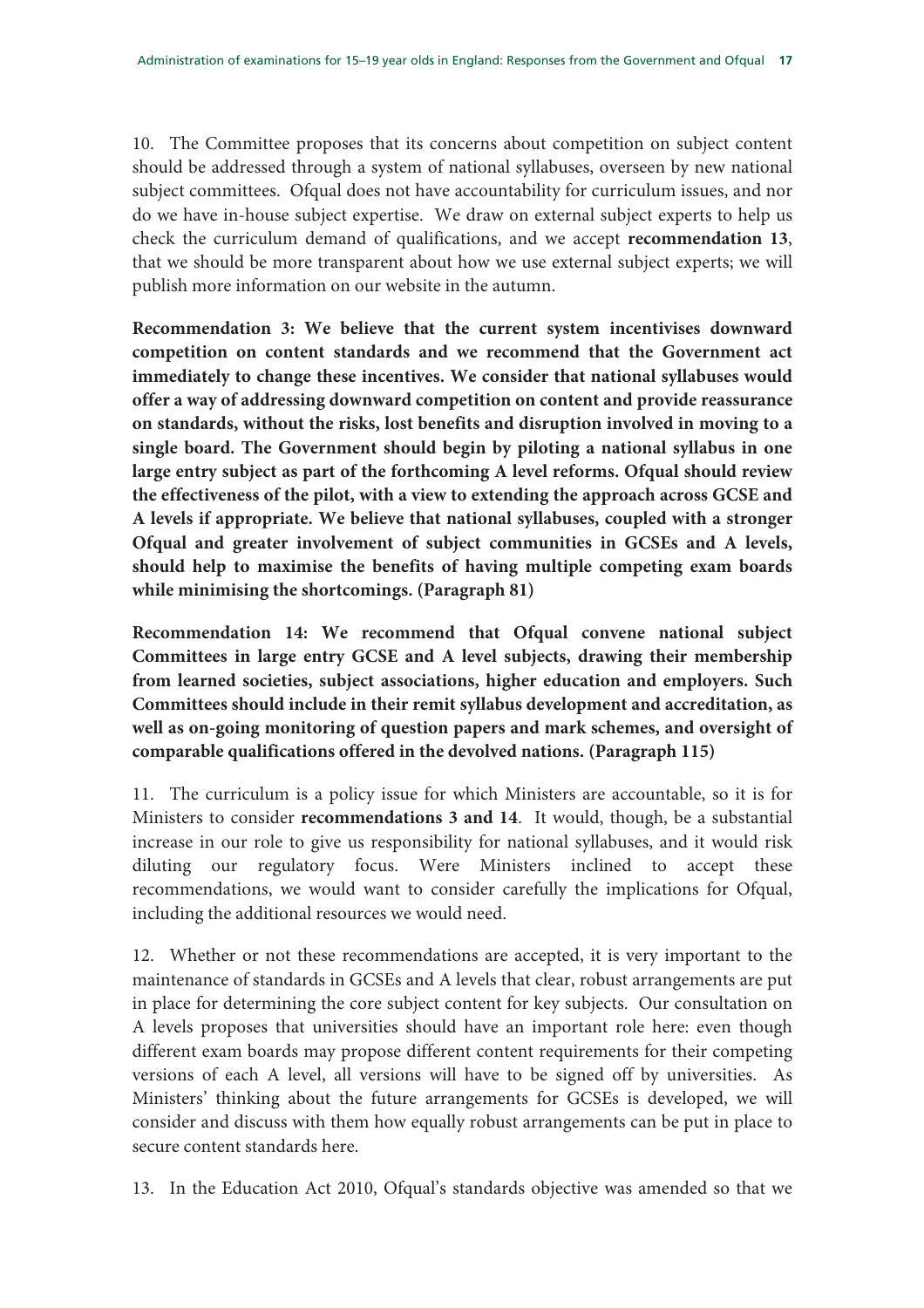10. The Committee proposes that its concerns about competition on subject content should be addressed through a system of national syllabuses, overseen by new national subject committees. Ofqual does not have accountability for curriculum issues, and nor do we have in-house subject expertise. We draw on external subject experts to help us check the curriculum demand of qualifications, and we accept **recommendation 13**, that we should be more transparent about how we use external subject experts; we will publish more information on our website in the autumn.

**Recommendation 3: We believe that the current system incentivises downward competition on content standards and we recommend that the Government act immediately to change these incentives. We consider that national syllabuses would offer a way of addressing downward competition on content and provide reassurance on standards, without the risks, lost benefits and disruption involved in moving to a single board. The Government should begin by piloting a national syllabus in one large entry subject as part of the forthcoming A level reforms. Ofqual should review the effectiveness of the pilot, with a view to extending the approach across GCSE and A levels if appropriate. We believe that national syllabuses, coupled with a stronger Ofqual and greater involvement of subject communities in GCSEs and A levels, should help to maximise the benefits of having multiple competing exam boards while minimising the shortcomings. (Paragraph 81)**

**Recommendation 14: We recommend that Ofqual convene national subject Committees in large entry GCSE and A level subjects, drawing their membership from learned societies, subject associations, higher education and employers. Such Committees should include in their remit syllabus development and accreditation, as well as on-going monitoring of question papers and mark schemes, and oversight of comparable qualifications offered in the devolved nations. (Paragraph 115)**

11. The curriculum is a policy issue for which Ministers are accountable, so it is for Ministers to consider **recommendations 3 and 14**. It would, though, be a substantial increase in our role to give us responsibility for national syllabuses, and it would risk diluting our regulatory focus. Were Ministers inclined to accept these recommendations, we would want to consider carefully the implications for Ofqual, including the additional resources we would need.

12. Whether or not these recommendations are accepted, it is very important to the maintenance of standards in GCSEs and A levels that clear, robust arrangements are put in place for determining the core subject content for key subjects. Our consultation on A levels proposes that universities should have an important role here: even though different exam boards may propose different content requirements for their competing versions of each A level, all versions will have to be signed off by universities. As Ministers' thinking about the future arrangements for GCSEs is developed, we will consider and discuss with them how equally robust arrangements can be put in place to secure content standards here.

13. In the Education Act 2010, Ofqual's standards objective was amended so that we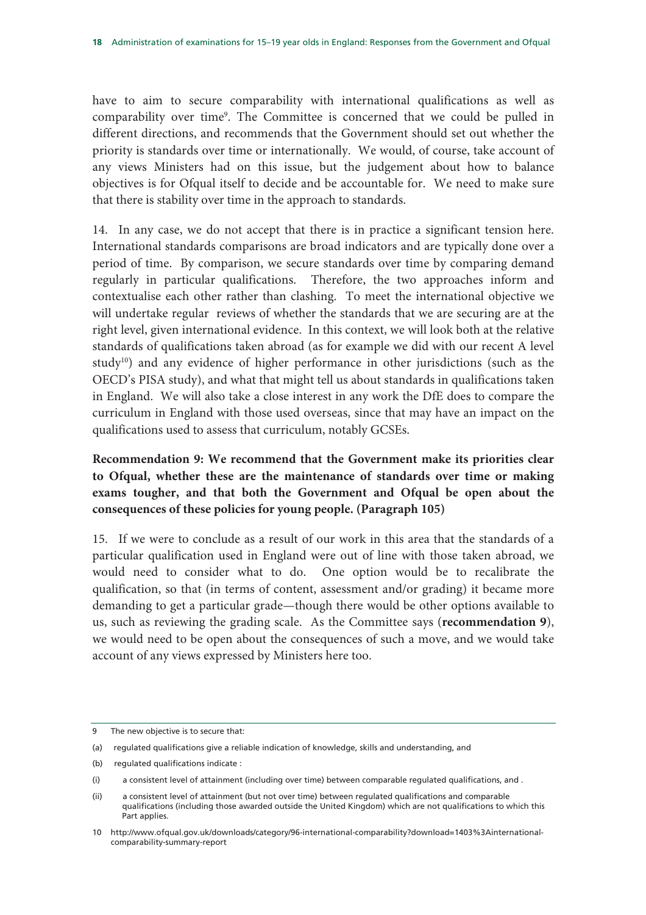have to aim to secure comparability with international qualifications as well as comparability over time[9]. The Committee is concerned that we could be pulled in different directions, and recommends that the Government should set out whether the priority is standards over time or internationally. We would, of course, take account of any views Ministers had on this issue, but the judgement about how to balance objectives is for Ofqual itself to decide and be accountable for. We need to make sure that there is stability over time in the approach to standards.

14. In any case, we do not accept that there is in practice a significant tension here. International standards comparisons are broad indicators and are typically done over a period of time. By comparison, we secure standards over time by comparing demand regularly in particular qualifications. Therefore, the two approaches inform and contextualise each other rather than clashing. To meet the international objective we will undertake regular reviews of whether the standards that we are securing are at the right level, given international evidence. In this context, we will look both at the relative standards of qualifications taken abroad (as for example we did with our recent A level study[10]) and any evidence of higher performance in other jurisdictions (such as the OECD's PISA study), and what that might tell us about standards in qualifications taken in England. We will also take a close interest in any work the DfE does to compare the curriculum in England with those used overseas, since that may have an impact on the qualifications used to assess that curriculum, notably GCSEs.

**Recommendation 9: We recommend that the Government make its priorities clear to Ofqual, whether these are the maintenance of standards over time or making exams tougher, and that both the Government and Ofqual be open about the consequences of these policies for young people. (Paragraph 105)**

15. If we were to conclude as a result of our work in this area that the standards of a particular qualification used in England were out of line with those taken abroad, we would need to consider what to do. One option would be to recalibrate the qualification, so that (in terms of content, assessment and/or grading) it became more demanding to get a particular grade—though there would be other options available to us, such as reviewing the grading scale. As the Committee says (**recommendation 9**), we would need to be open about the consequences of such a move, and we would take account of any views expressed by Ministers here too.

---

9 The new objective is to secure that:

(a) regulated qualifications give a reliable indication of knowledge, skills and understanding, and

(b) regulated qualifications indicate :

(i) a consistent level of attainment (including over time) between comparable regulated qualifications, and .

(ii) a consistent level of attainment (but not over time) between regulated qualifications and comparable qualifications (including those awarded outside the United Kingdom) which are not qualifications to which this Part applies.

10 http://www.ofqual.gov.uk/downloads/category/96-international-comparability?download=1403%3Ainternational-comparability-summary-report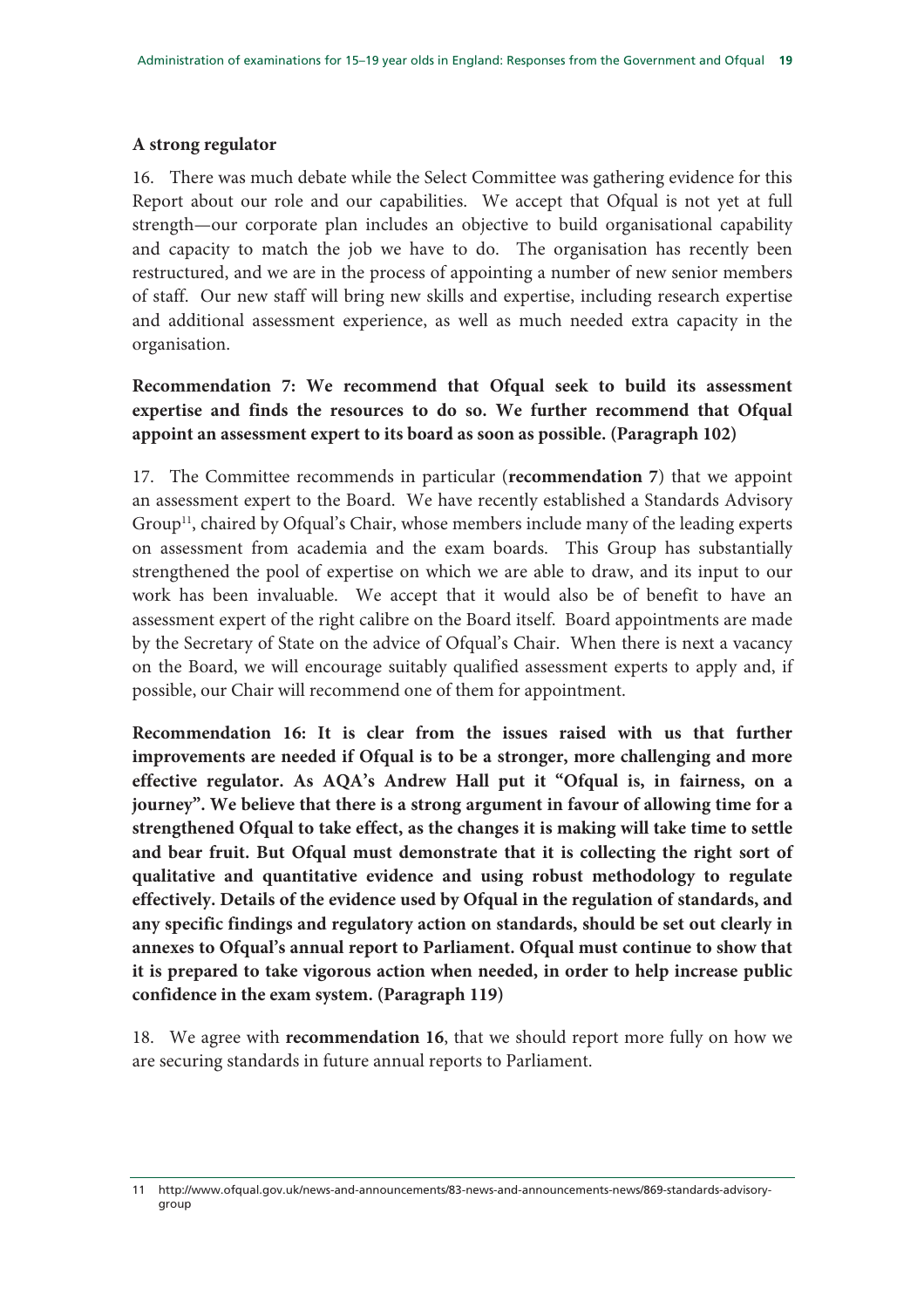**A strong regulator**

16. There was much debate while the Select Committee was gathering evidence for this Report about our role and our capabilities. We accept that Ofqual is not yet at full strength—our corporate plan includes an objective to build organisational capability and capacity to match the job we have to do. The organisation has recently been restructured, and we are in the process of appointing a number of new senior members of staff. Our new staff will bring new skills and expertise, including research expertise and additional assessment experience, as well as much needed extra capacity in the organisation.

**Recommendation 7: We recommend that Ofqual seek to build its assessment expertise and finds the resources to do so. We further recommend that Ofqual appoint an assessment expert to its board as soon as possible. (Paragraph 102)**

17. The Committee recommends in particular (**recommendation 7**) that we appoint an assessment expert to the Board. We have recently established a Standards Advisory Group[11], chaired by Ofqual's Chair, whose members include many of the leading experts on assessment from academia and the exam boards. This Group has substantially strengthened the pool of expertise on which we are able to draw, and its input to our work has been invaluable. We accept that it would also be of benefit to have an assessment expert of the right calibre on the Board itself. Board appointments are made by the Secretary of State on the advice of Ofqual's Chair. When there is next a vacancy on the Board, we will encourage suitably qualified assessment experts to apply and, if possible, our Chair will recommend one of them for appointment.

**Recommendation 16: It is clear from the issues raised with us that further improvements are needed if Ofqual is to be a stronger, more challenging and more effective regulator. As AQA's Andrew Hall put it "Ofqual is, in fairness, on a journey". We believe that there is a strong argument in favour of allowing time for a strengthened Ofqual to take effect, as the changes it is making will take time to settle and bear fruit. But Ofqual must demonstrate that it is collecting the right sort of qualitative and quantitative evidence and using robust methodology to regulate effectively. Details of the evidence used by Ofqual in the regulation of standards, and any specific findings and regulatory action on standards, should be set out clearly in annexes to Ofqual's annual report to Parliament. Ofqual must continue to show that it is prepared to take vigorous action when needed, in order to help increase public confidence in the exam system. (Paragraph 119)**

18. We agree with **recommendation 16**, that we should report more fully on how we are securing standards in future annual reports to Parliament.

11 http://www.ofqual.gov.uk/news-and-announcements/83-news-and-announcements-news/869-standards-advisory-group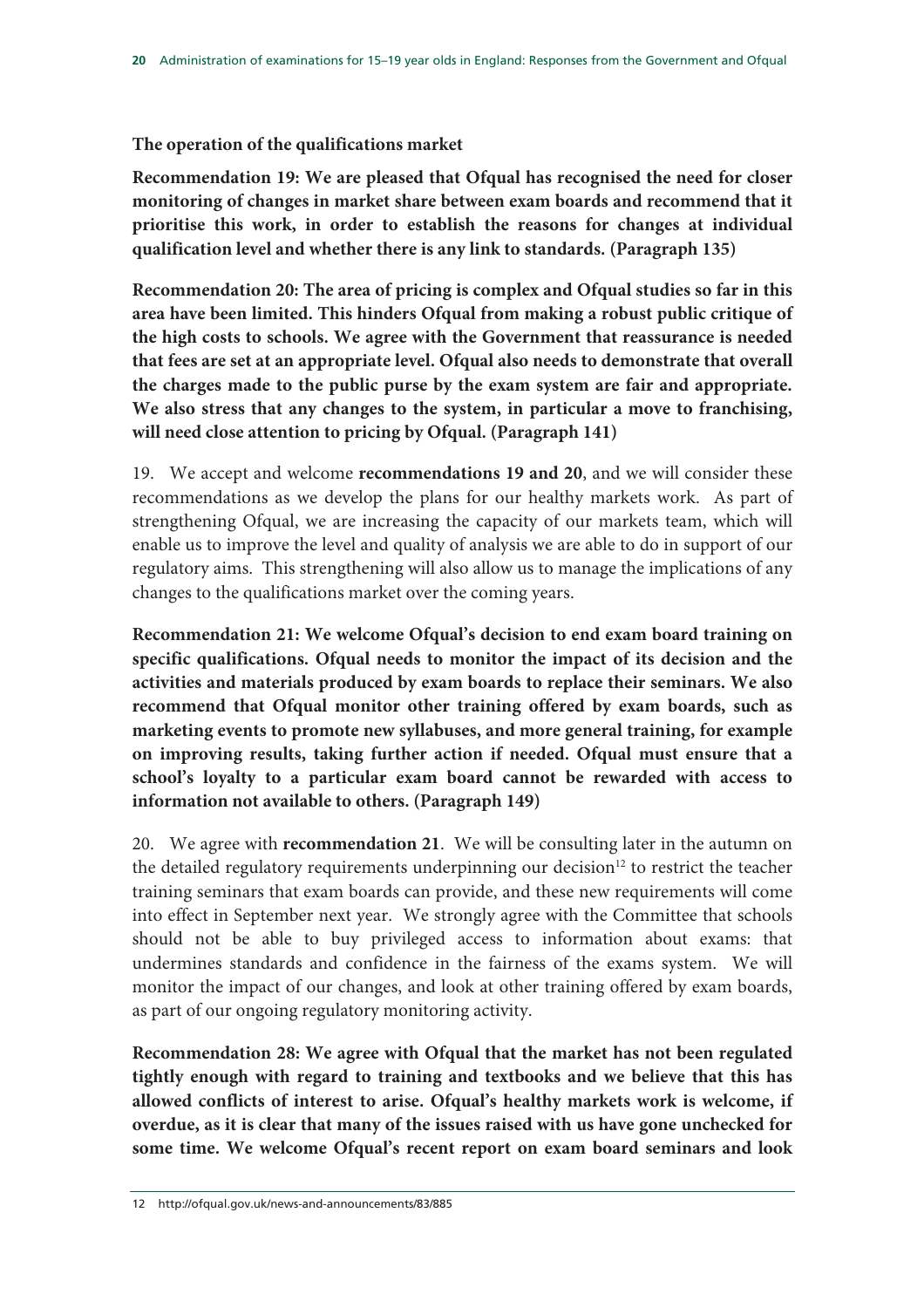**The operation of the qualifications market**

**Recommendation 19: We are pleased that Ofqual has recognised the need for closer monitoring of changes in market share between exam boards and recommend that it prioritise this work, in order to establish the reasons for changes at individual qualification level and whether there is any link to standards. (Paragraph 135)**

**Recommendation 20: The area of pricing is complex and Ofqual studies so far in this area have been limited. This hinders Ofqual from making a robust public critique of the high costs to schools. We agree with the Government that reassurance is needed that fees are set at an appropriate level. Ofqual also needs to demonstrate that overall the charges made to the public purse by the exam system are fair and appropriate. We also stress that any changes to the system, in particular a move to franchising, will need close attention to pricing by Ofqual. (Paragraph 141)**

19. We accept and welcome **recommendations 19 and 20**, and we will consider these recommendations as we develop the plans for our healthy markets work. As part of strengthening Ofqual, we are increasing the capacity of our markets team, which will enable us to improve the level and quality of analysis we are able to do in support of our regulatory aims. This strengthening will also allow us to manage the implications of any changes to the qualifications market over the coming years.

**Recommendation 21: We welcome Ofqual's decision to end exam board training on specific qualifications. Ofqual needs to monitor the impact of its decision and the activities and materials produced by exam boards to replace their seminars. We also recommend that Ofqual monitor other training offered by exam boards, such as marketing events to promote new syllabuses, and more general training, for example on improving results, taking further action if needed. Ofqual must ensure that a school's loyalty to a particular exam board cannot be rewarded with access to information not available to others. (Paragraph 149)**

20. We agree with **recommendation 21**. We will be consulting later in the autumn on the detailed regulatory requirements underpinning our decision[12] to restrict the teacher training seminars that exam boards can provide, and these new requirements will come into effect in September next year. We strongly agree with the Committee that schools should not be able to buy privileged access to information about exams: that undermines standards and confidence in the fairness of the exams system. We will monitor the impact of our changes, and look at other training offered by exam boards, as part of our ongoing regulatory monitoring activity.

**Recommendation 28: We agree with Ofqual that the market has not been regulated tightly enough with regard to training and textbooks and we believe that this has allowed conflicts of interest to arise. Ofqual's healthy markets work is welcome, if overdue, as it is clear that many of the issues raised with us have gone unchecked for some time. We welcome Ofqual's recent report on exam board seminars and look**

12 http://ofqual.gov.uk/news-and-announcements/83/885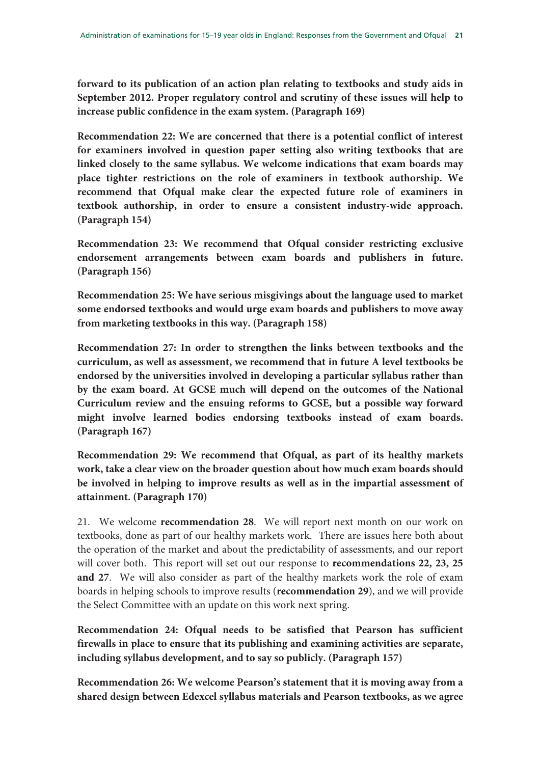**forward to its publication of an action plan relating to textbooks and study aids in September 2012. Proper regulatory control and scrutiny of these issues will help to increase public confidence in the exam system. (Paragraph 169)**

**Recommendation 22: We are concerned that there is a potential conflict of interest for examiners involved in question paper setting also writing textbooks that are linked closely to the same syllabus. We welcome indications that exam boards may place tighter restrictions on the role of examiners in textbook authorship. We recommend that Ofqual make clear the expected future role of examiners in textbook authorship, in order to ensure a consistent industry-wide approach. (Paragraph 154)**

**Recommendation 23: We recommend that Ofqual consider restricting exclusive endorsement arrangements between exam boards and publishers in future. (Paragraph 156)**

**Recommendation 25: We have serious misgivings about the language used to market some endorsed textbooks and would urge exam boards and publishers to move away from marketing textbooks in this way. (Paragraph 158)**

**Recommendation 27: In order to strengthen the links between textbooks and the curriculum, as well as assessment, we recommend that in future A level textbooks be endorsed by the universities involved in developing a particular syllabus rather than by the exam board. At GCSE much will depend on the outcomes of the National Curriculum review and the ensuing reforms to GCSE, but a possible way forward might involve learned bodies endorsing textbooks instead of exam boards. (Paragraph 167)**

**Recommendation 29: We recommend that Ofqual, as part of its healthy markets work, take a clear view on the broader question about how much exam boards should be involved in helping to improve results as well as in the impartial assessment of attainment. (Paragraph 170)**

21. We welcome **recommendation 28**. We will report next month on our work on textbooks, done as part of our healthy markets work. There are issues here both about the operation of the market and about the predictability of assessments, and our report will cover both. This report will set out our response to **recommendations 22, 23, 25 and 27**. We will also consider as part of the healthy markets work the role of exam boards in helping schools to improve results (**recommendation 29**), and we will provide the Select Committee with an update on this work next spring.

**Recommendation 24: Ofqual needs to be satisfied that Pearson has sufficient firewalls in place to ensure that its publishing and examining activities are separate, including syllabus development, and to say so publicly. (Paragraph 157)**

**Recommendation 26: We welcome Pearson's statement that it is moving away from a shared design between Edexcel syllabus materials and Pearson textbooks, as we agree**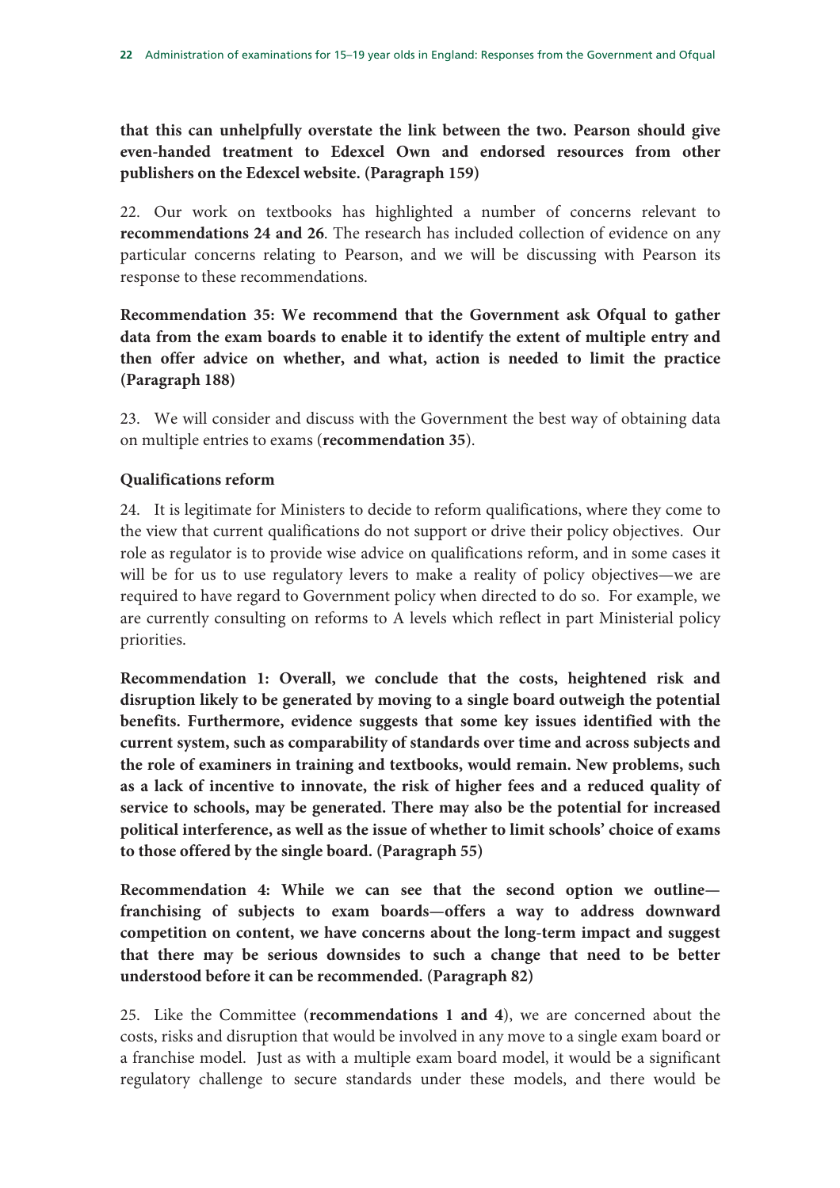**that this can unhelpfully overstate the link between the two. Pearson should give even-handed treatment to Edexcel Own and endorsed resources from other publishers on the Edexcel website. (Paragraph 159)**

22. Our work on textbooks has highlighted a number of concerns relevant to **recommendations 24 and 26**. The research has included collection of evidence on any particular concerns relating to Pearson, and we will be discussing with Pearson its response to these recommendations.

**Recommendation 35: We recommend that the Government ask Ofqual to gather data from the exam boards to enable it to identify the extent of multiple entry and then offer advice on whether, and what, action is needed to limit the practice (Paragraph 188)**

23. We will consider and discuss with the Government the best way of obtaining data on multiple entries to exams (**recommendation 35**).

**Qualifications reform**

24. It is legitimate for Ministers to decide to reform qualifications, where they come to the view that current qualifications do not support or drive their policy objectives. Our role as regulator is to provide wise advice on qualifications reform, and in some cases it will be for us to use regulatory levers to make a reality of policy objectives—we are required to have regard to Government policy when directed to do so. For example, we are currently consulting on reforms to A levels which reflect in part Ministerial policy priorities.

**Recommendation 1: Overall, we conclude that the costs, heightened risk and disruption likely to be generated by moving to a single board outweigh the potential benefits. Furthermore, evidence suggests that some key issues identified with the current system, such as comparability of standards over time and across subjects and the role of examiners in training and textbooks, would remain. New problems, such as a lack of incentive to innovate, the risk of higher fees and a reduced quality of service to schools, may be generated. There may also be the potential for increased political interference, as well as the issue of whether to limit schools' choice of exams to those offered by the single board. (Paragraph 55)**

**Recommendation 4: While we can see that the second option we outline—franchising of subjects to exam boards—offers a way to address downward competition on content, we have concerns about the long-term impact and suggest that there may be serious downsides to such a change that need to be better understood before it can be recommended. (Paragraph 82)**

25. Like the Committee (**recommendations 1 and 4**), we are concerned about the costs, risks and disruption that would be involved in any move to a single exam board or a franchise model. Just as with a multiple exam board model, it would be a significant regulatory challenge to secure standards under these models, and there would be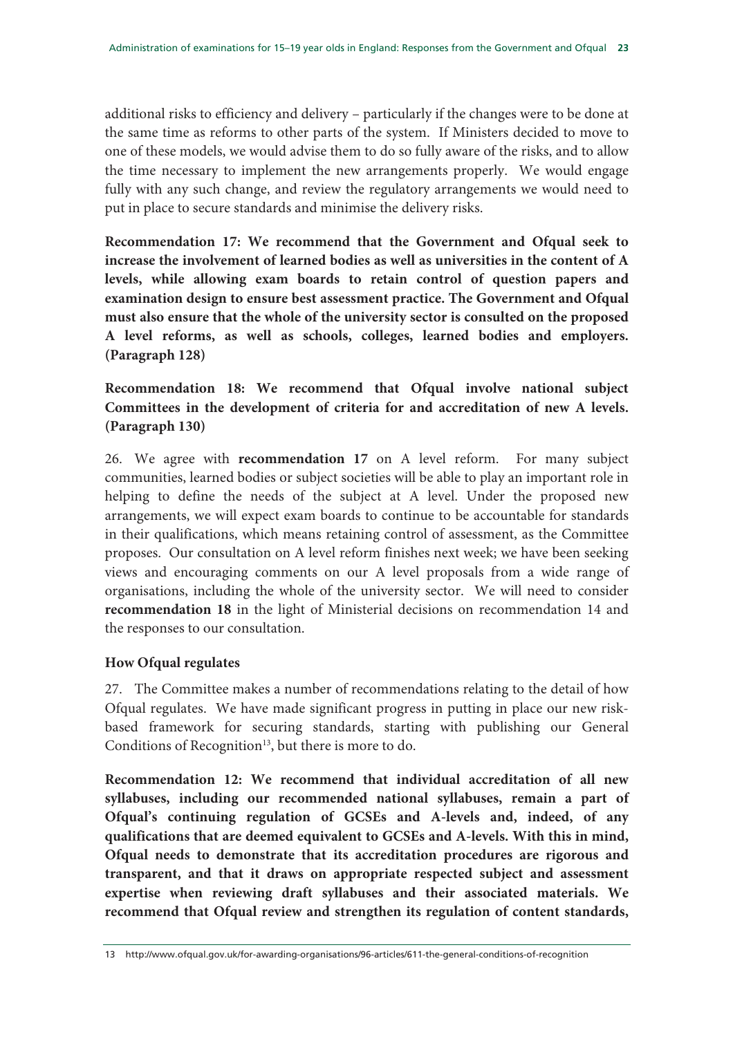additional risks to efficiency and delivery – particularly if the changes were to be done at the same time as reforms to other parts of the system. If Ministers decided to move to one of these models, we would advise them to do so fully aware of the risks, and to allow the time necessary to implement the new arrangements properly. We would engage fully with any such change, and review the regulatory arrangements we would need to put in place to secure standards and minimise the delivery risks.

**Recommendation 17: We recommend that the Government and Ofqual seek to increase the involvement of learned bodies as well as universities in the content of A levels, while allowing exam boards to retain control of question papers and examination design to ensure best assessment practice. The Government and Ofqual must also ensure that the whole of the university sector is consulted on the proposed A level reforms, as well as schools, colleges, learned bodies and employers. (Paragraph 128)**

**Recommendation 18: We recommend that Ofqual involve national subject Committees in the development of criteria for and accreditation of new A levels. (Paragraph 130)**

26. We agree with **recommendation 17** on A level reform. For many subject communities, learned bodies or subject societies will be able to play an important role in helping to define the needs of the subject at A level. Under the proposed new arrangements, we will expect exam boards to continue to be accountable for standards in their qualifications, which means retaining control of assessment, as the Committee proposes. Our consultation on A level reform finishes next week; we have been seeking views and encouraging comments on our A level proposals from a wide range of organisations, including the whole of the university sector. We will need to consider **recommendation 18** in the light of Ministerial decisions on recommendation 14 and the responses to our consultation.

### How Ofqual regulates

27. The Committee makes a number of recommendations relating to the detail of how Ofqual regulates. We have made significant progress in putting in place our new risk-based framework for securing standards, starting with publishing our General Conditions of Recognition[13], but there is more to do.

**Recommendation 12: We recommend that individual accreditation of all new syllabuses, including our recommended national syllabuses, remain a part of Ofqual's continuing regulation of GCSEs and A-levels and, indeed, of any qualifications that are deemed equivalent to GCSEs and A-levels. With this in mind, Ofqual needs to demonstrate that its accreditation procedures are rigorous and transparent, and that it draws on appropriate respected subject and assessment expertise when reviewing draft syllabuses and their associated materials. We recommend that Ofqual review and strengthen its regulation of content standards,**

13 http://www.ofqual.gov.uk/for-awarding-organisations/96-articles/611-the-general-conditions-of-recognition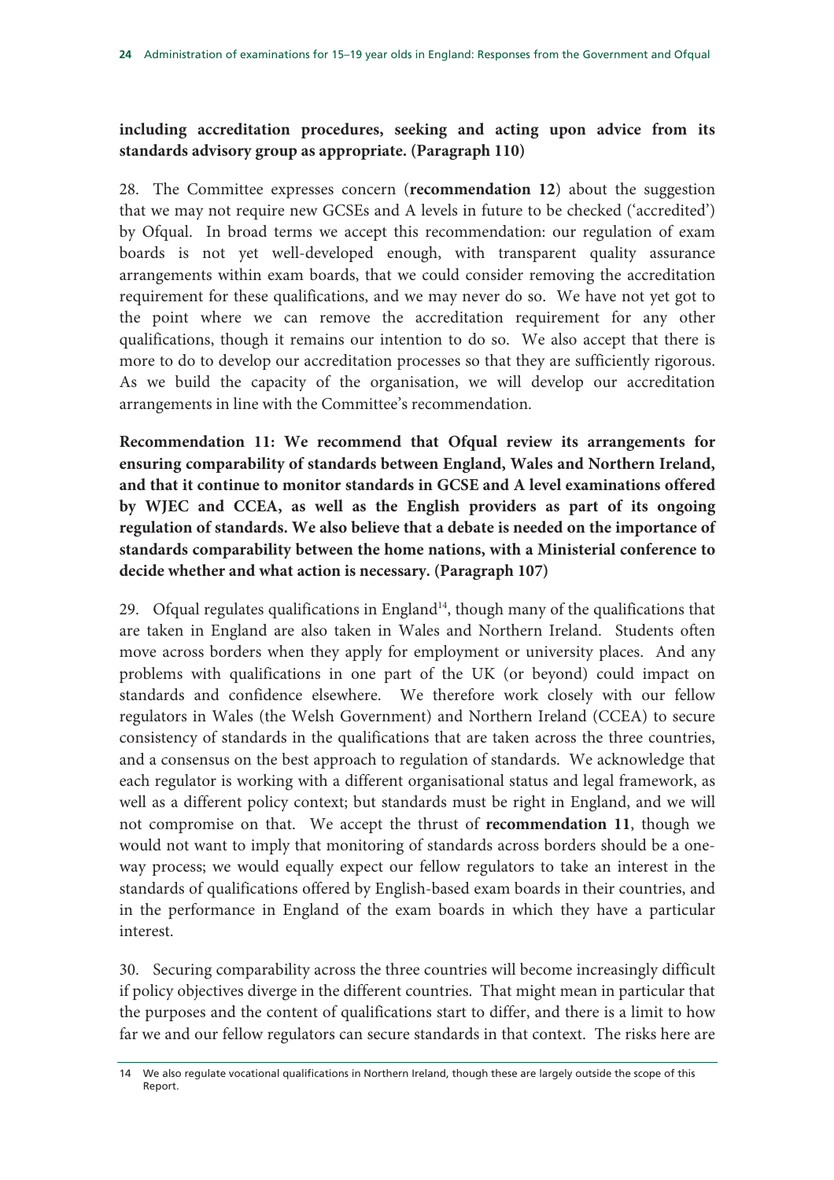**including accreditation procedures, seeking and acting upon advice from its standards advisory group as appropriate. (Paragraph 110)**

28. The Committee expresses concern (**recommendation 12**) about the suggestion that we may not require new GCSEs and A levels in future to be checked ('accredited') by Ofqual. In broad terms we accept this recommendation: our regulation of exam boards is not yet well-developed enough, with transparent quality assurance arrangements within exam boards, that we could consider removing the accreditation requirement for these qualifications, and we may never do so. We have not yet got to the point where we can remove the accreditation requirement for any other qualifications, though it remains our intention to do so. We also accept that there is more to do to develop our accreditation processes so that they are sufficiently rigorous. As we build the capacity of the organisation, we will develop our accreditation arrangements in line with the Committee's recommendation.

**Recommendation 11: We recommend that Ofqual review its arrangements for ensuring comparability of standards between England, Wales and Northern Ireland, and that it continue to monitor standards in GCSE and A level examinations offered by WJEC and CCEA, as well as the English providers as part of its ongoing regulation of standards. We also believe that a debate is needed on the importance of standards comparability between the home nations, with a Ministerial conference to decide whether and what action is necessary. (Paragraph 107)**

29. Ofqual regulates qualifications in England[14], though many of the qualifications that are taken in England are also taken in Wales and Northern Ireland. Students often move across borders when they apply for employment or university places. And any problems with qualifications in one part of the UK (or beyond) could impact on standards and confidence elsewhere. We therefore work closely with our fellow regulators in Wales (the Welsh Government) and Northern Ireland (CCEA) to secure consistency of standards in the qualifications that are taken across the three countries, and a consensus on the best approach to regulation of standards. We acknowledge that each regulator is working with a different organisational status and legal framework, as well as a different policy context; but standards must be right in England, and we will not compromise on that. We accept the thrust of **recommendation 11**, though we would not want to imply that monitoring of standards across borders should be a one-way process; we would equally expect our fellow regulators to take an interest in the standards of qualifications offered by English-based exam boards in their countries, and in the performance in England of the exam boards in which they have a particular interest.

30. Securing comparability across the three countries will become increasingly difficult if policy objectives diverge in the different countries. That might mean in particular that the purposes and the content of qualifications start to differ, and there is a limit to how far we and our fellow regulators can secure standards in that context. The risks here are

14 We also regulate vocational qualifications in Northern Ireland, though these are largely outside the scope of this Report.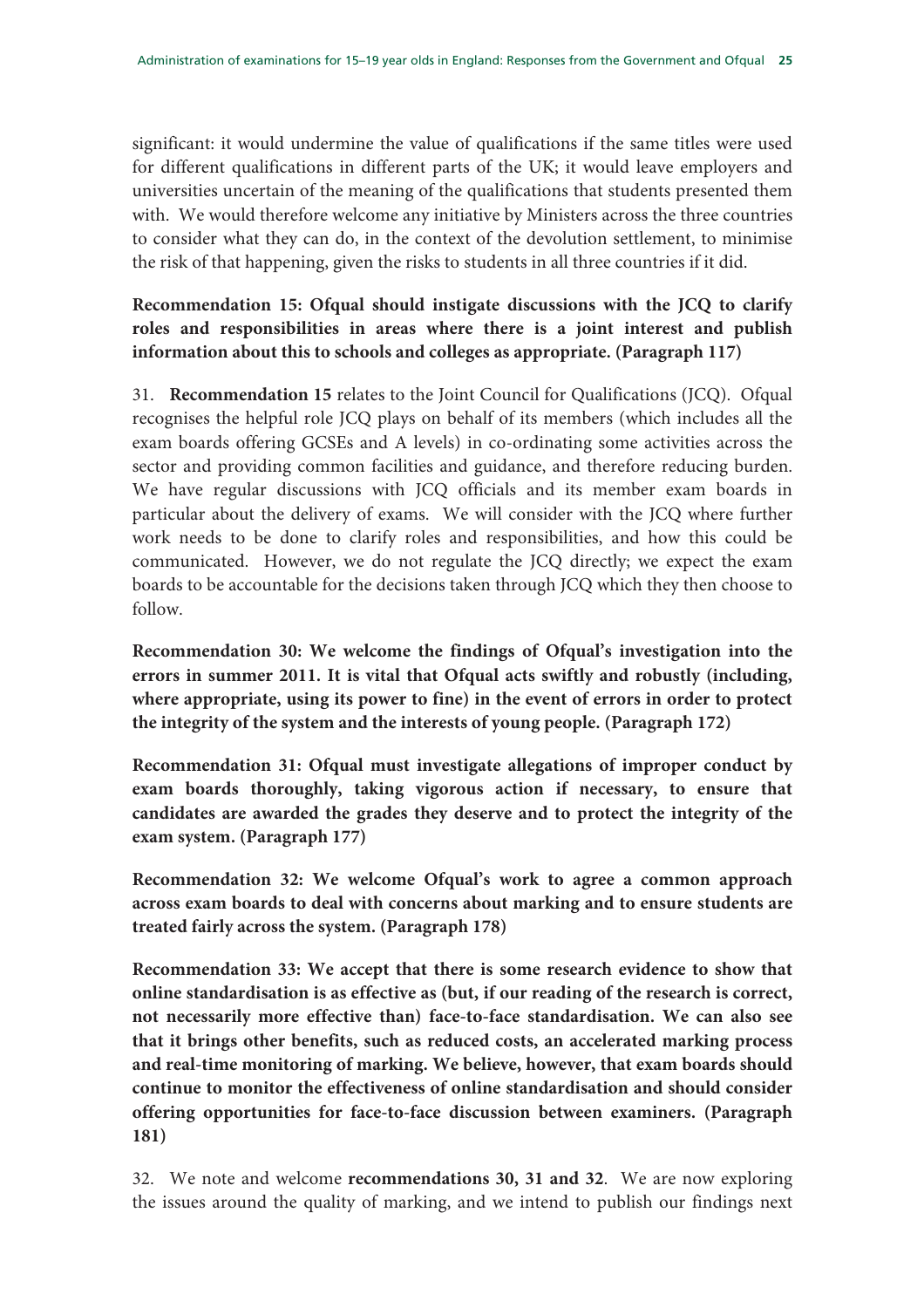significant: it would undermine the value of qualifications if the same titles were used for different qualifications in different parts of the UK; it would leave employers and universities uncertain of the meaning of the qualifications that students presented them with. We would therefore welcome any initiative by Ministers across the three countries to consider what they can do, in the context of the devolution settlement, to minimise the risk of that happening, given the risks to students in all three countries if it did.

**Recommendation 15: Ofqual should instigate discussions with the JCQ to clarify roles and responsibilities in areas where there is a joint interest and publish information about this to schools and colleges as appropriate. (Paragraph 117)**

31. **Recommendation 15** relates to the Joint Council for Qualifications (JCQ). Ofqual recognises the helpful role JCQ plays on behalf of its members (which includes all the exam boards offering GCSEs and A levels) in co-ordinating some activities across the sector and providing common facilities and guidance, and therefore reducing burden. We have regular discussions with JCQ officials and its member exam boards in particular about the delivery of exams. We will consider with the JCQ where further work needs to be done to clarify roles and responsibilities, and how this could be communicated. However, we do not regulate the JCQ directly; we expect the exam boards to be accountable for the decisions taken through JCQ which they then choose to follow.

**Recommendation 30: We welcome the findings of Ofqual's investigation into the errors in summer 2011. It is vital that Ofqual acts swiftly and robustly (including, where appropriate, using its power to fine) in the event of errors in order to protect the integrity of the system and the interests of young people. (Paragraph 172)**

**Recommendation 31: Ofqual must investigate allegations of improper conduct by exam boards thoroughly, taking vigorous action if necessary, to ensure that candidates are awarded the grades they deserve and to protect the integrity of the exam system. (Paragraph 177)**

**Recommendation 32: We welcome Ofqual's work to agree a common approach across exam boards to deal with concerns about marking and to ensure students are treated fairly across the system. (Paragraph 178)**

**Recommendation 33: We accept that there is some research evidence to show that online standardisation is as effective as (but, if our reading of the research is correct, not necessarily more effective than) face-to-face standardisation. We can also see that it brings other benefits, such as reduced costs, an accelerated marking process and real-time monitoring of marking. We believe, however, that exam boards should continue to monitor the effectiveness of online standardisation and should consider offering opportunities for face-to-face discussion between examiners. (Paragraph 181)**

32. We note and welcome **recommendations 30, 31 and 32**. We are now exploring the issues around the quality of marking, and we intend to publish our findings next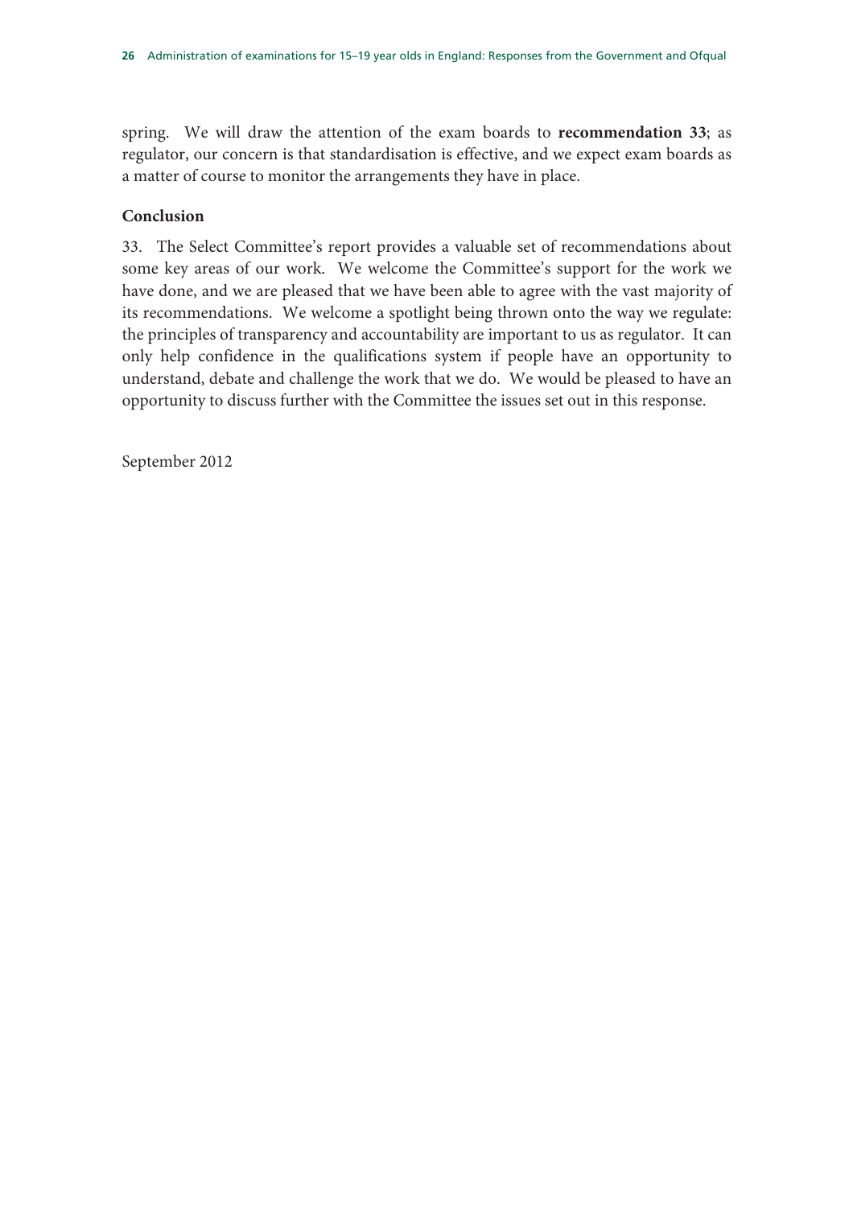spring. We will draw the attention of the exam boards to **recommendation 33**; as regulator, our concern is that standardisation is effective, and we expect exam boards as a matter of course to monitor the arrangements they have in place.

**Conclusion**

33. The Select Committee's report provides a valuable set of recommendations about some key areas of our work. We welcome the Committee's support for the work we have done, and we are pleased that we have been able to agree with the vast majority of its recommendations. We welcome a spotlight being thrown onto the way we regulate: the principles of transparency and accountability are important to us as regulator. It can only help confidence in the qualifications system if people have an opportunity to understand, debate and challenge the work that we do. We would be pleased to have an opportunity to discuss further with the Committee the issues set out in this response.

September 2012